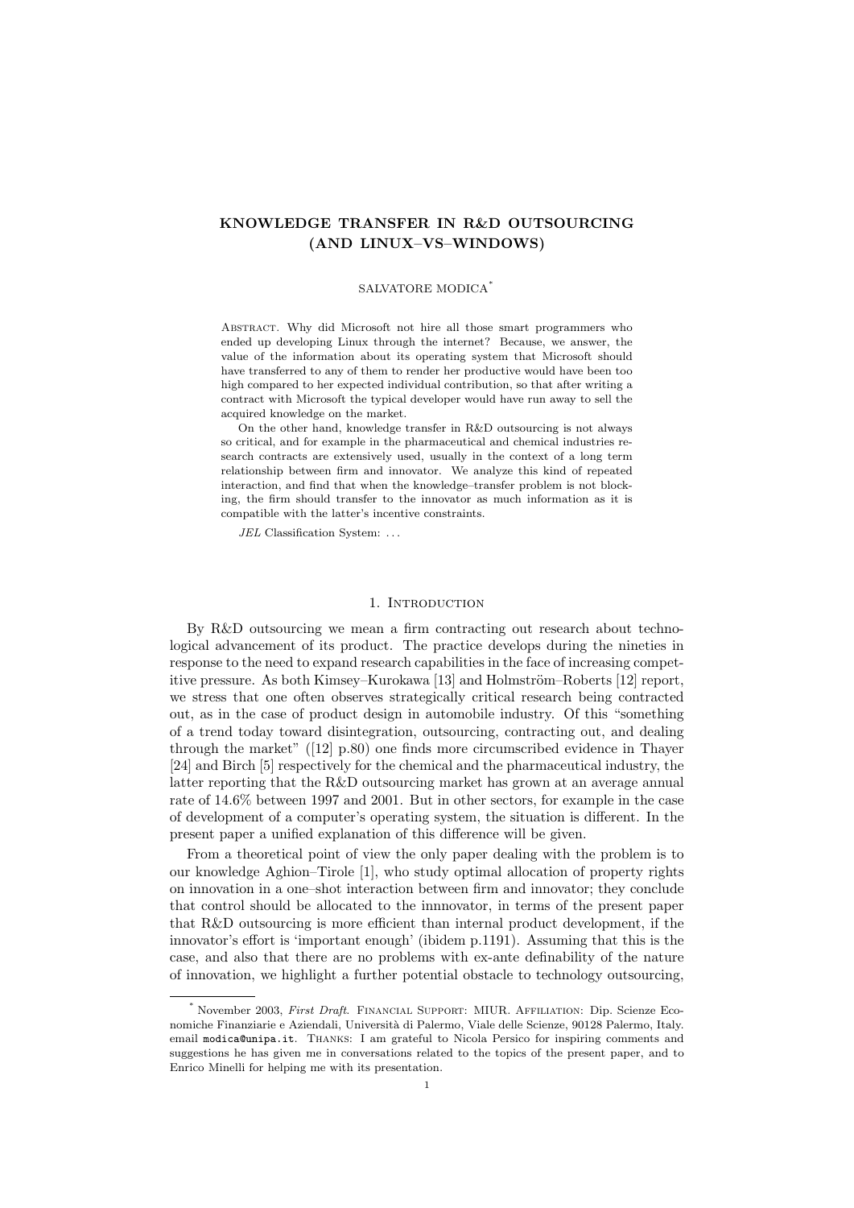# KNOWLEDGE TRANSFER IN R&D OUTSOURCING (AND LINUX–VS–WINDOWS)

SALVATORE MODICA*

Abstract. Why did Microsoft not hire all those smart programmers who ended up developing Linux through the internet? Because, we answer, the value of the information about its operating system that Microsoft should have transferred to any of them to render her productive would have been too high compared to her expected individual contribution, so that after writing a contract with Microsoft the typical developer would have run away to sell the acquired knowledge on the market.

On the other hand, knowledge transfer in R&D outsourcing is not always so critical, and for example in the pharmaceutical and chemical industries research contracts are extensively used, usually in the context of a long term relationship between firm and innovator. We analyze this kind of repeated interaction, and find that when the knowledge–transfer problem is not blocking, the firm should transfer to the innovator as much information as it is compatible with the latter's incentive constraints.

*JEL* Classification System: ...

## 1. Introduction

By R&D outsourcing we mean a firm contracting out research about technological advancement of its product. The practice develops during the nineties in response to the need to expand research capabilities in the face of increasing competitive pressure. As both Kimsey–Kurokawa [13] and Holmström–Roberts [12] report, we stress that one often observes strategically critical research being contracted out, as in the case of product design in automobile industry. Of this "something of a trend today toward disintegration, outsourcing, contracting out, and dealing through the market" ([12] p.80) one finds more circumscribed evidence in Thayer [24] and Birch [5] respectively for the chemical and the pharmaceutical industry, the latter reporting that the R&D outsourcing market has grown at an average annual rate of 14.6% between 1997 and 2001. But in other sectors, for example in the case of development of a computer's operating system, the situation is different. In the present paper a unified explanation of this difference will be given.

From a theoretical point of view the only paper dealing with the problem is to our knowledge Aghion–Tirole [1], who study optimal allocation of property rights on innovation in a one–shot interaction between firm and innovator; they conclude that control should be allocated to the innnovator, in terms of the present paper that R&D outsourcing is more efficient than internal product development, if the innovator's effort is 'important enough' (ibidem p.1191). Assuming that this is the case, and also that there are no problems with ex-ante definability of the nature of innovation, we highlight a further potential obstacle to technology outsourcing,

---

* November 2003, *First Draft*. Financial Support: MIUR. Affiliation: Dip. Scienze Economiche Finanziarie e Aziendali, Università di Palermo, Viale delle Scienze, 90128 Palermo, Italy. email `modica@unipa.it`. Thanks: I am grateful to Nicola Persico for inspiring comments and suggestions he has given me in conversations related to the topics of the present paper, and to Enrico Minelli for helping me with its presentation.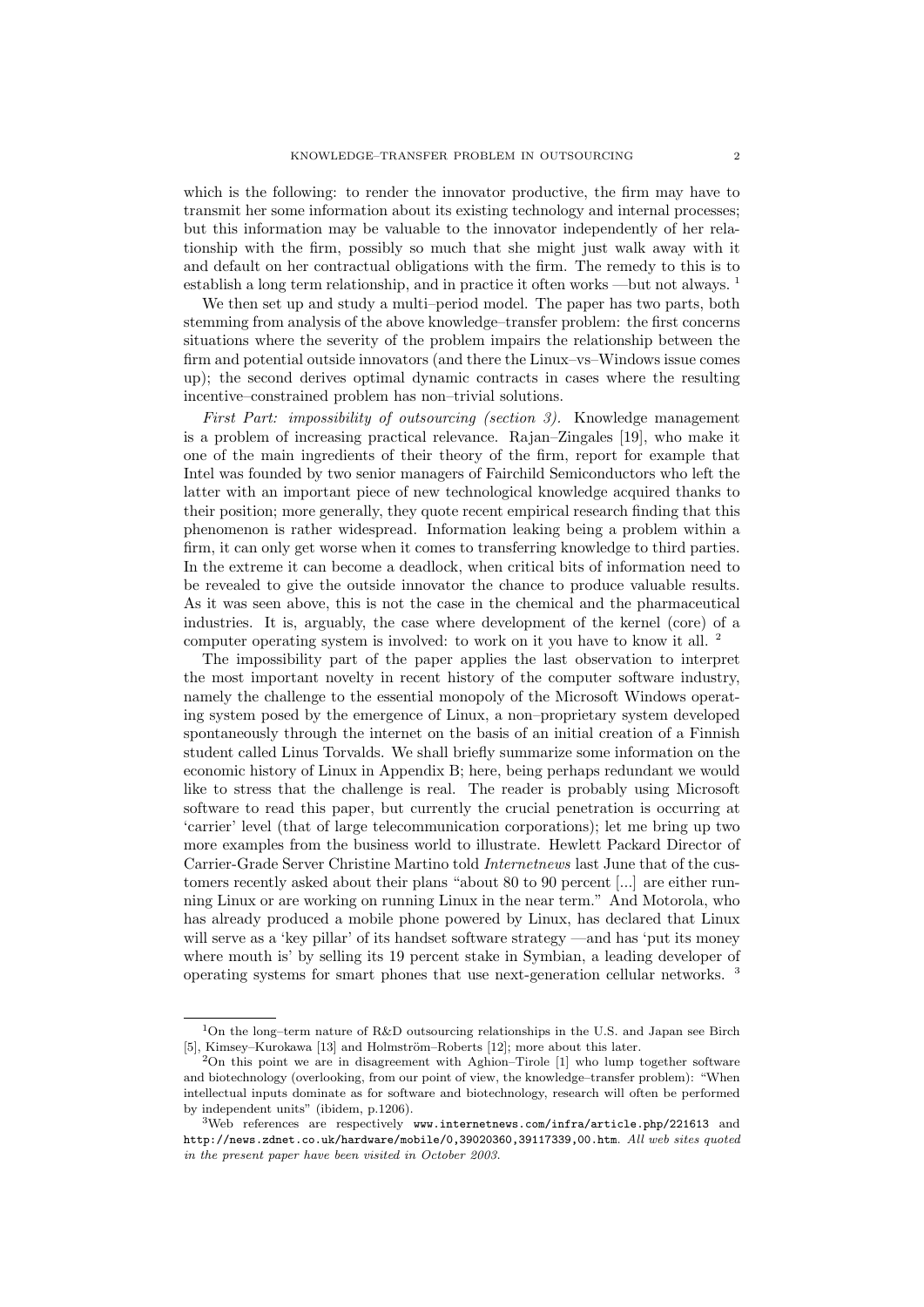which is the following: to render the innovator productive, the firm may have to transmit her some information about its existing technology and internal processes; but this information may be valuable to the innovator independently of her relationship with the firm, possibly so much that she might just walk away with it and default on her contractual obligations with the firm. The remedy to this is to establish a long term relationship, and in practice it often works —but not always. [1]

We then set up and study a multi–period model. The paper has two parts, both stemming from analysis of the above knowledge–transfer problem: the first concerns situations where the severity of the problem impairs the relationship between the firm and potential outside innovators (and there the Linux–vs–Windows issue comes up); the second derives optimal dynamic contracts in cases where the resulting incentive–constrained problem has non–trivial solutions.

*First Part: impossibility of outsourcing (section 3).* Knowledge management is a problem of increasing practical relevance. Rajan–Zingales [19], who make it one of the main ingredients of their theory of the firm, report for example that Intel was founded by two senior managers of Fairchild Semiconductors who left the latter with an important piece of new technological knowledge acquired thanks to their position; more generally, they quote recent empirical research finding that this phenomenon is rather widespread. Information leaking being a problem within a firm, it can only get worse when it comes to transferring knowledge to third parties. In the extreme it can become a deadlock, when critical bits of information need to be revealed to give the outside innovator the chance to produce valuable results. As it was seen above, this is not the case in the chemical and the pharmaceutical industries. It is, arguably, the case where development of the kernel (core) of a computer operating system is involved: to work on it you have to know it all. [2]

The impossibility part of the paper applies the last observation to interpret the most important novelty in recent history of the computer software industry, namely the challenge to the essential monopoly of the Microsoft Windows operating system posed by the emergence of Linux, a non–proprietary system developed spontaneously through the internet on the basis of an initial creation of a Finnish student called Linus Torvalds. We shall briefly summarize some information on the economic history of Linux in Appendix B; here, being perhaps redundant we would like to stress that the challenge is real. The reader is probably using Microsoft software to read this paper, but currently the crucial penetration is occurring at 'carrier' level (that of large telecommunication corporations); let me bring up two more examples from the business world to illustrate. Hewlett Packard Director of Carrier-Grade Server Christine Martino told *Internetnews* last June that of the customers recently asked about their plans "about 80 to 90 percent [...] are either running Linux or are working on running Linux in the near term." And Motorola, who has already produced a mobile phone powered by Linux, has declared that Linux will serve as a 'key pillar' of its handset software strategy —and has 'put its money where mouth is' by selling its 19 percent stake in Symbian, a leading developer of operating systems for smart phones that use next-generation cellular networks. [3]

---

[1] On the long–term nature of R&D outsourcing relationships in the U.S. and Japan see Birch [5], Kimsey–Kurokawa [13] and Holmström–Roberts [12]; more about this later.

[2] On this point we are in disagreement with Aghion–Tirole [1] who lump together software and biotechnology (overlooking, from our point of view, the knowledge–transfer problem): "When intellectual inputs dominate as for software and biotechnology, research will often be performed by independent units" (ibidem, p.1206).

[3] Web references are respectively `www.internetnews.com/infra/article.php/221613` and `http://news.zdnet.co.uk/hardware/mobile/0,39020360,39117339,00.htm`. *All web sites quoted in the present paper have been visited in October 2003.*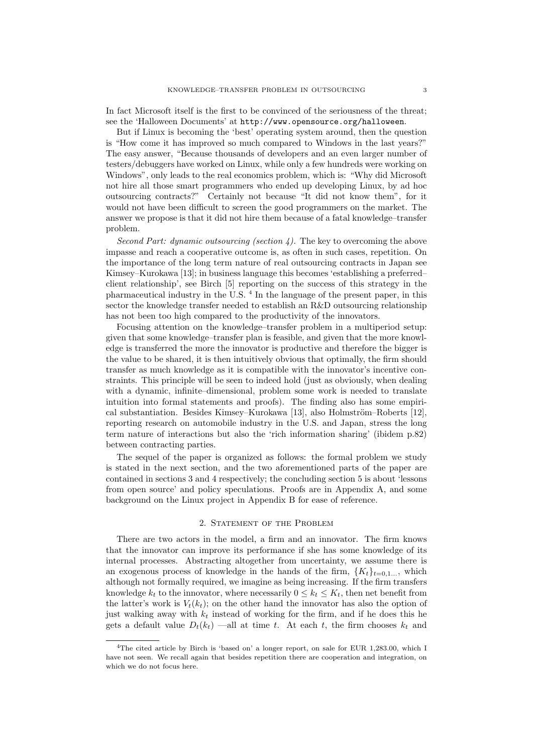In fact Microsoft itself is the first to be convinced of the seriousness of the threat; see the 'Halloween Documents' at http://www.opensource.org/halloween.

But if Linux is becoming the 'best' operating system around, then the question is "How come it has improved so much compared to Windows in the last years?" The easy answer, "Because thousands of developers and an even larger number of testers/debuggers have worked on Linux, while only a few hundreds were working on Windows", only leads to the real economics problem, which is: "Why did Microsoft not hire all those smart programmers who ended up developing Linux, by ad hoc outsourcing contracts?" Certainly not because "It did not know them", for it would not have been difficult to screen the good programmers on the market. The answer we propose is that it did not hire them because of a fatal knowledge–transfer problem.

*Second Part: dynamic outsourcing (section 4).* The key to overcoming the above impasse and reach a cooperative outcome is, as often in such cases, repetition. On the importance of the long term nature of real outsourcing contracts in Japan see Kimsey–Kurokawa [13]; in business language this becomes 'establishing a preferred–client relationship', see Birch [5] reporting on the success of this strategy in the pharmaceutical industry in the U.S. [4] In the language of the present paper, in this sector the knowledge transfer needed to establish an R&D outsourcing relationship has not been too high compared to the productivity of the innovators.

Focusing attention on the knowledge–transfer problem in a multiperiod setup: given that some knowledge–transfer plan is feasible, and given that the more knowledge is transferred the more the innovator is productive and therefore the bigger is the value to be shared, it is then intuitively obvious that optimally, the firm should transfer as much knowledge as it is compatible with the innovator's incentive constraints. This principle will be seen to indeed hold (just as obviously, when dealing with a dynamic, infinite–dimensional, problem some work is needed to translate intuition into formal statements and proofs). The finding also has some empirical substantiation. Besides Kimsey–Kurokawa [13], also Holmström–Roberts [12], reporting research on automobile industry in the U.S. and Japan, stress the long term nature of interactions but also the 'rich information sharing' (ibidem p.82) between contracting parties.

The sequel of the paper is organized as follows: the formal problem we study is stated in the next section, and the two aforementioned parts of the paper are contained in sections 3 and 4 respectively; the concluding section 5 is about 'lessons from open source' and policy speculations. Proofs are in Appendix A, and some background on the Linux project in Appendix B for ease of reference.

## 2. Statement of the Problem

There are two actors in the model, a firm and an innovator. The firm knows that the innovator can improve its performance if she has some knowledge of its internal processes. Abstracting altogether from uncertainty, we assume there is an exogenous process of knowledge in the hands of the firm, $\{K_t\}_{t=0,1...}$, which although not formally required, we imagine as being increasing. If the firm transfers knowledge $k_t$ to the innovator, where necessarily $0 \leq k_t \leq K_t$, then net benefit from the latter's work is $V_t(k_t)$; on the other hand the innovator has also the option of just walking away with $k_t$ instead of working for the firm, and if he does this he gets a default value $D_t(k_t)$ —all at time $t$. At each $t$, the firm chooses $k_t$ and

[4] The cited article by Birch is 'based on' a longer report, on sale for EUR 1,283.00, which I have not seen. We recall again that besides repetition there are cooperation and integration, on which we do not focus here.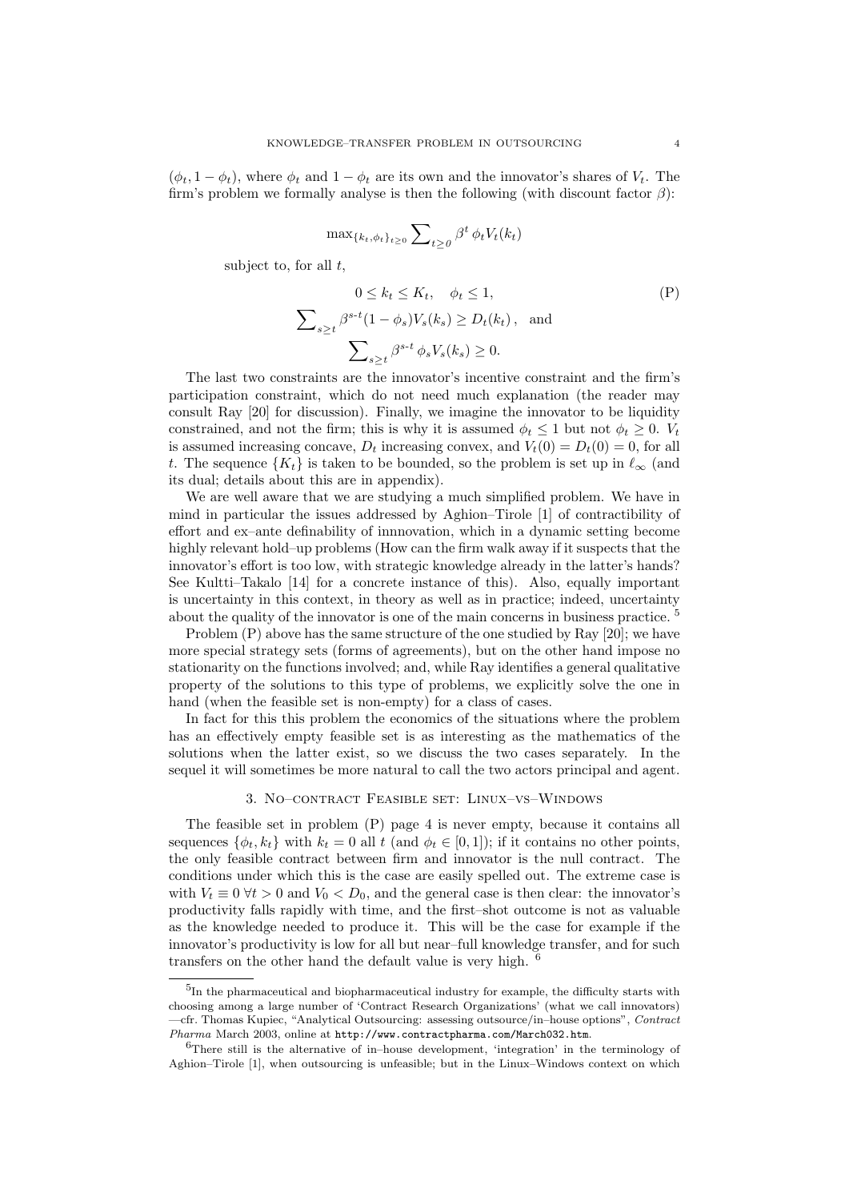$(\phi_t, 1-\phi_t)$, where $\phi_t$ and $1-\phi_t$ are its own and the innovator's shares of $V_t$. The firm's problem we formally analyse is then the following (with discount factor $\beta$):

$$\max_{\{k_t,\phi_t\}_{t\geq 0}} \sum_{t\geq 0} \beta^t \, \phi_t V_t(k_t)$$

subject to, for all $t$,

$$0 \leq k_t \leq K_t, \quad \phi_t \leq 1, \tag{P}$$

$$\sum_{s\geq t} \beta^{s\text{-}t}(1-\phi_s)V_s(k_s) \geq D_t(k_t)\,, \quad \text{and}$$

$$\sum_{s\geq t} \beta^{s\text{-}t}\, \phi_s V_s(k_s) \geq 0.$$

The last two constraints are the innovator's incentive constraint and the firm's participation constraint, which do not need much explanation (the reader may consult Ray [20] for discussion). Finally, we imagine the innovator to be liquidity constrained, and not the firm; this is why it is assumed $\phi_t \leq 1$ but not $\phi_t \geq 0$. $V_t$ is assumed increasing concave, $D_t$ increasing convex, and $V_t(0) = D_t(0) = 0$, for all $t$. The sequence $\{K_t\}$ is taken to be bounded, so the problem is set up in $\ell_\infty$ (and its dual; details about this are in appendix).

We are well aware that we are studying a much simplified problem. We have in mind in particular the issues addressed by Aghion–Tirole [1] of contractibility of effort and ex–ante definability of innnovation, which in a dynamic setting become highly relevant hold–up problems (How can the firm walk away if it suspects that the innovator's effort is too low, with strategic knowledge already in the latter's hands? See Kultti–Takalo [14] for a concrete instance of this). Also, equally important is uncertainty in this context, in theory as well as in practice; indeed, uncertainty about the quality of the innovator is one of the main concerns in business practice. [5]

Problem (P) above has the same structure of the one studied by Ray [20]; we have more special strategy sets (forms of agreements), but on the other hand impose no stationarity on the functions involved; and, while Ray identifies a general qualitative property of the solutions to this type of problems, we explicitly solve the one in hand (when the feasible set is non-empty) for a class of cases.

In fact for this this problem the economics of the situations where the problem has an effectively empty feasible set is as interesting as the mathematics of the solutions when the latter exist, so we discuss the two cases separately. In the sequel it will sometimes be more natural to call the two actors principal and agent.

## 3. No–contract Feasible set: Linux–vs–Windows

The feasible set in problem (P) page 4 is never empty, because it contains all sequences $\{\phi_t, k_t\}$ with $k_t = 0$ all $t$ (and $\phi_t \in [0,1]$); if it contains no other points, the only feasible contract between firm and innovator is the null contract. The conditions under which this is the case are easily spelled out. The extreme case is with $V_t \equiv 0 \; \forall t > 0$ and $V_0 < D_0$, and the general case is then clear: the innovator's productivity falls rapidly with time, and the first–shot outcome is not as valuable as the knowledge needed to produce it. This will be the case for example if the innovator's productivity is low for all but near–full knowledge transfer, and for such transfers on the other hand the default value is very high. [6]

---

[5] In the pharmaceutical and biopharmaceutical industry for example, the difficulty starts with choosing among a large number of 'Contract Research Organizations' (what we call innovators) —cfr. Thomas Kupiec, "Analytical Outsourcing: assessing outsource/in–house options", *Contract Pharma* March 2003, online at `http://www.contractpharma.com/March032.htm`.

[6] There still is the alternative of in–house development, 'integration' in the terminology of Aghion–Tirole [1], when outsourcing is unfeasible; but in the Linux–Windows context on which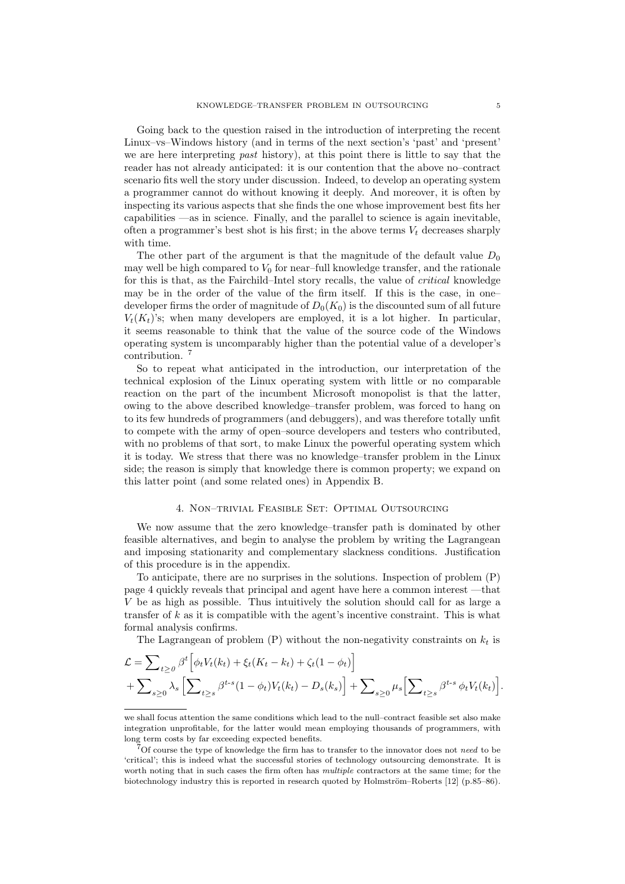Going back to the question raised in the introduction of interpreting the recent Linux–vs–Windows history (and in terms of the next section's 'past' and 'present' we are here interpreting *past* history), at this point there is little to say that the reader has not already anticipated: it is our contention that the above no–contract scenario fits well the story under discussion. Indeed, to develop an operating system a programmer cannot do without knowing it deeply. And moreover, it is often by inspecting its various aspects that she finds the one whose improvement best fits her capabilities —as in science. Finally, and the parallel to science is again inevitable, often a programmer's best shot is his first; in the above terms $V_t$ decreases sharply with time.

The other part of the argument is that the magnitude of the default value $D_0$ may well be high compared to $V_0$ for near–full knowledge transfer, and the rationale for this is that, as the Fairchild–Intel story recalls, the value of *critical* knowledge may be in the order of the value of the firm itself. If this is the case, in one–developer firms the order of magnitude of $D_0(K_0)$ is the discounted sum of all future $V_t(K_t)$'s; when many developers are employed, it is a lot higher. In particular, it seems reasonable to think that the value of the source code of the Windows operating system is uncomparably higher than the potential value of a developer's contribution. [7]

So to repeat what anticipated in the introduction, our interpretation of the technical explosion of the Linux operating system with little or no comparable reaction on the part of the incumbent Microsoft monopolist is that the latter, owing to the above described knowledge–transfer problem, was forced to hang on to its few hundreds of programmers (and debuggers), and was therefore totally unfit to compete with the army of open–source developers and testers who contributed, with no problems of that sort, to make Linux the powerful operating system which it is today. We stress that there was no knowledge–transfer problem in the Linux side; the reason is simply that knowledge there is common property; we expand on this latter point (and some related ones) in Appendix B.

## 4. Non–trivial Feasible Set: Optimal Outsourcing

We now assume that the zero knowledge–transfer path is dominated by other feasible alternatives, and begin to analyse the problem by writing the Lagrangean and imposing stationarity and complementary slackness conditions. Justification of this procedure is in the appendix.

To anticipate, there are no surprises in the solutions. Inspection of problem (P) page 4 quickly reveals that principal and agent have here a common interest —that $V$ be as high as possible. Thus intuitively the solution should call for as large a transfer of $k$ as it is compatible with the agent's incentive constraint. This is what formal analysis confirms.

The Lagrangean of problem (P) without the non-negativity constraints on $k_t$ is

$$\mathcal{L} = \sum_{t\geq 0} \beta^t \Big[ \phi_t V_t(k_t) + \xi_t (K_t - k_t) + \zeta_t (1 - \phi_t) \Big]$$
$$+ \sum_{s\geq 0} \lambda_s \Big[ \sum_{t\geq s} \beta^{t\text{-}s} (1-\phi_t) V_t(k_t) - D_s(k_s) \Big] + \sum_{s\geq 0} \mu_s \Big[ \sum_{t\geq s} \beta^{t\text{-}s}\, \phi_t V_t(k_t) \Big].$$

---

we shall focus attention the same conditions which lead to the null–contract feasible set also make integration unprofitable, for the latter would mean employing thousands of programmers, with long term costs by far exceeding expected benefits.

[7] Of course the type of knowledge the firm has to transfer to the innovator does not *need* to be 'critical'; this is indeed what the successful stories of technology outsourcing demonstrate. It is worth noting that in such cases the firm often has *multiple* contractors at the same time; for the biotechnology industry this is reported in research quoted by Holmström–Roberts [12] (p.85–86).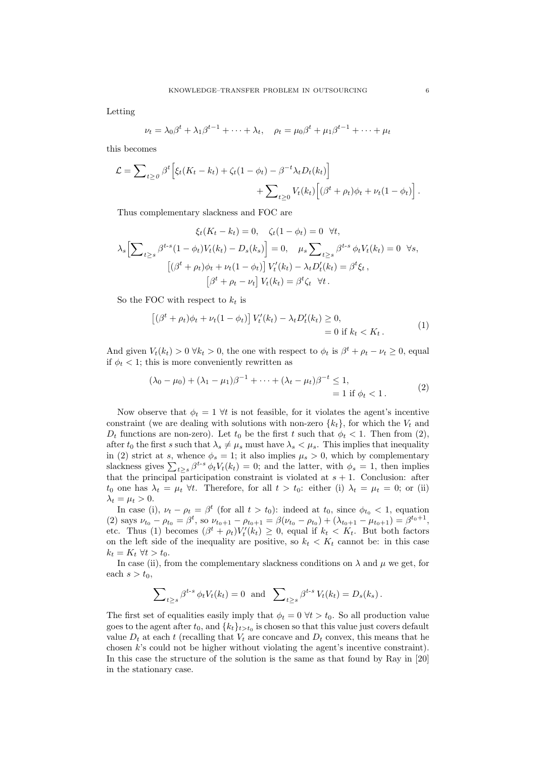Letting

$$\nu_t = \lambda_0\beta^t + \lambda_1\beta^{t-1} + \cdots + \lambda_t, \quad \rho_t = \mu_0\beta^t + \mu_1\beta^{t-1} + \cdots + \mu_t$$

this becomes

$$\mathcal{L} = \sum\nolimits_{t\geq 0} \beta^t \Big[\xi_t(K_t - k_t) + \zeta_t(1-\phi_t) - \beta^{-t}\lambda_t D_t(k_t)\Big] \\ + \sum\nolimits_{t\geq 0} V_t(k_t)\Big[(\beta^t + \rho_t)\phi_t + \nu_t(1-\phi_t)\Big]\,.$$

Thus complementary slackness and FOC are

$$\xi_t(K_t - k_t) = 0, \quad \zeta_t(1-\phi_t) = 0 \;\; \forall t,$$

$$\lambda_s\Big[\sum\nolimits_{t\geq s}\beta^{t\text{-}s}(1-\phi_t)V_t(k_t) - D_s(k_s)\Big] = 0, \quad \mu_s\sum\nolimits_{t\geq s}\beta^{t\text{-}s}\,\phi_t V_t(k_t) = 0 \;\; \forall s,$$

$$\big[(\beta^t+\rho_t)\phi_t + \nu_t(1-\phi_t)\big]\,V_t'(k_t) - \lambda_t D_t'(k_t) = \beta^t\xi_t\,,$$

$$\big[\beta^t + \rho_t - \nu_t\big]\,V_t(k_t) = \beta^t\zeta_t \;\;\forall t\,.$$

So the FOC with respect to $k_t$ is

$$\begin{aligned}\big[(\beta^t+\rho_t)\phi_t + \nu_t(1-\phi_t)\big]\,V_t'(k_t) - \lambda_t D_t'(k_t) &\geq 0, \\ &= 0 \text{ if } k_t < K_t\,.\end{aligned} \tag{1}$$

And given $V_t(k_t) > 0\;\forall k_t > 0$, the one with respect to $\phi_t$ is $\beta^t + \rho_t - \nu_t \geq 0$, equal if $\phi_t < 1$; this is more conveniently rewritten as

$$\begin{aligned}(\lambda_0 - \mu_0) + (\lambda_1 - \mu_1)\beta^{-1} + \cdots + (\lambda_t - \mu_t)\beta^{-t} &\leq 1, \\ &= 1 \text{ if } \phi_t < 1\,.\end{aligned} \tag{2}$$

Now observe that $\phi_t = 1\;\forall t$ is not feasible, for it violates the agent's incentive constraint (we are dealing with solutions with non-zero $\{k_t\}$, for which the $V_t$ and $D_t$ functions are non-zero). Let $t_0$ be the first $t$ such that $\phi_t < 1$. Then from (2), after $t_0$ the first $s$ such that $\lambda_s \neq \mu_s$ must have $\lambda_s < \mu_s$. This implies that inequality in (2) strict at $s$, whence $\phi_s = 1$; it also implies $\mu_s > 0$, which by complementary slackness gives $\sum_{t\geq s}\beta^{t\text{-}s}\,\phi_t V_t(k_t) = 0$; and the latter, with $\phi_s = 1$, then implies that the principal participation constraint is violated at $s+1$. Conclusion: after $t_0$ one has $\lambda_t = \mu_t\;\forall t$. Therefore, for all $t > t_0$: either (i) $\lambda_t = \mu_t = 0$; or (ii) $\lambda_t = \mu_t > 0$.

In case (i), $\nu_t - \rho_t = \beta^t$ (for all $t > t_0$): indeed at $t_0$, since $\phi_{t_0} < 1$, equation (2) says $\nu_{t_0} - \rho_{t_0} = \beta^t$, so $\nu_{t_0+1} - \rho_{t_0+1} = \beta(\nu_{t_0} - \rho_{t_0}) + (\lambda_{t_0+1} - \mu_{t_0+1}) = \beta^{t_0+1}$, etc. Thus (1) becomes $(\beta^t + \rho_t)V_t'(k_t) \geq 0$, equal if $k_t < K_t$. But both factors on the left side of the inequality are positive, so $k_t < K_t$ cannot be: in this case $k_t = K_t\;\forall t > t_0$.

In case (ii), from the complementary slackness conditions on $\lambda$ and $\mu$ we get, for each $s > t_0$,

$$\sum\nolimits_{t\geq s}\beta^{t\text{-}s}\,\phi_t V_t(k_t) = 0 \;\text{ and }\; \sum\nolimits_{t\geq s}\beta^{t\text{-}s}\,V_t(k_t) = D_s(k_s)\,.$$

The first set of equalities easily imply that $\phi_t = 0\;\forall t > t_0$. So all production value goes to the agent after $t_0$, and $\{k_t\}_{t>t_0}$ is chosen so that this value just covers default value $D_t$ at each $t$ (recalling that $V_t$ are concave and $D_t$ convex, this means that he chosen $k$'s could not be higher without violating the agent's incentive constraint). In this case the structure of the solution is the same as that found by Ray in [20] in the stationary case.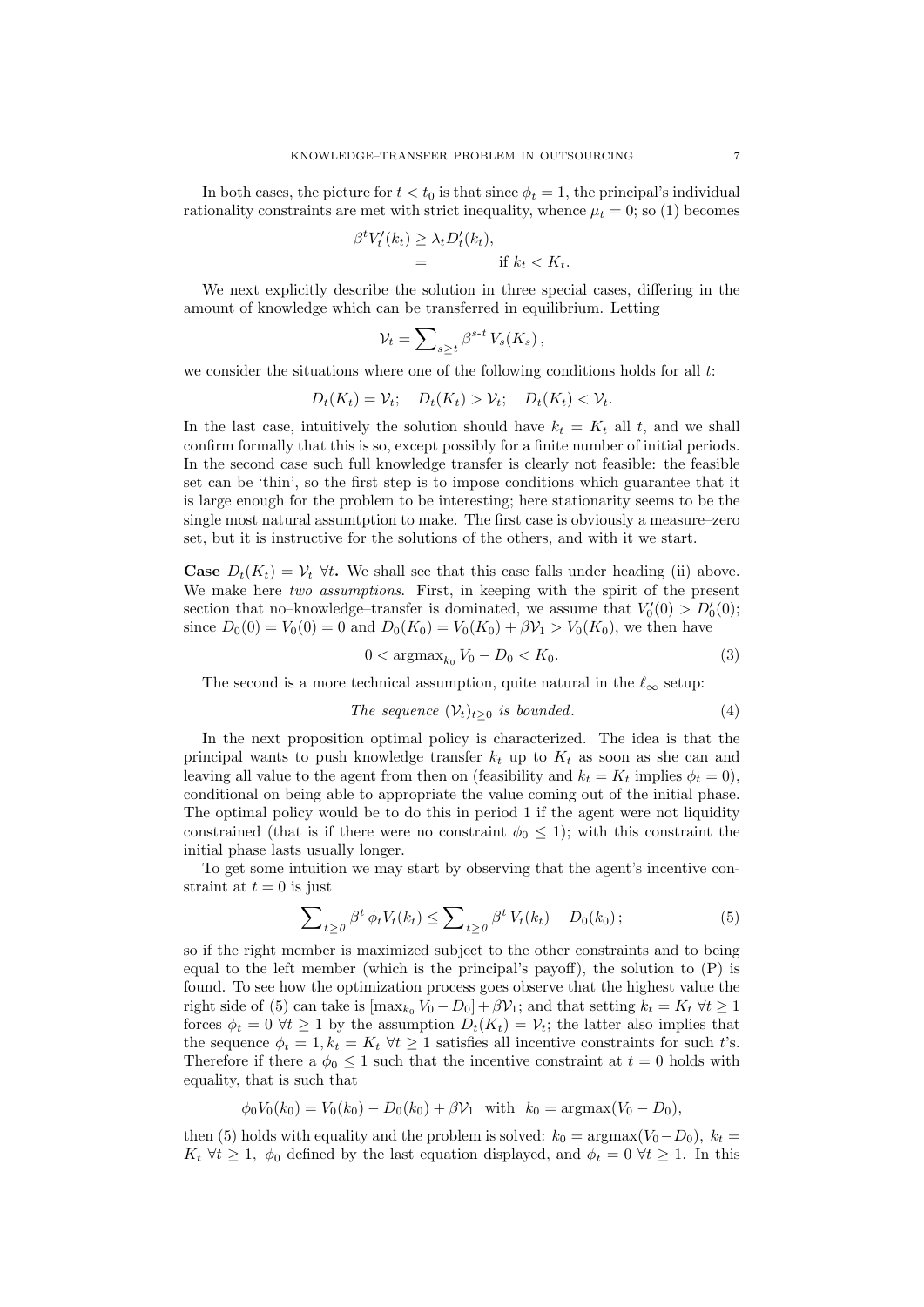In both cases, the picture for $t < t_0$ is that since $\phi_t = 1$, the principal's individual rationality constraints are met with strict inequality, whence $\mu_t = 0$; so (1) becomes

$$\beta^t V_t'(k_t) \geq \lambda_t D_t'(k_t),$$
$$= \qquad\qquad \text{if } k_t < K_t.$$

We next explicitly describe the solution in three special cases, differing in the amount of knowledge which can be transferred in equilibrium. Letting

$$\mathcal{V}_t = \sum_{s \geq t} \beta^{s-t} V_s(K_s),$$

we consider the situations where one of the following conditions holds for all $t$:

$$D_t(K_t) = \mathcal{V}_t; \quad D_t(K_t) > \mathcal{V}_t; \quad D_t(K_t) < \mathcal{V}_t.$$

In the last case, intuitively the solution should have $k_t = K_t$ all $t$, and we shall confirm formally that this is so, except possibly for a finite number of initial periods. In the second case such full knowledge transfer is clearly not feasible: the feasible set can be 'thin', so the first step is to impose conditions which guarantee that it is large enough for the problem to be interesting; here stationarity seems to be the single most natural assumtption to make. The first case is obviously a measure–zero set, but it is instructive for the solutions of the others, and with it we start.

**Case** $D_t(K_t) = \mathcal{V}_t \ \forall t$**.** We shall see that this case falls under heading (ii) above. We make here *two assumptions*. First, in keeping with the spirit of the present section that no–knowledge–transfer is dominated, we assume that $V_0'(0) > D_0'(0)$; since $D_0(0) = V_0(0) = 0$ and $D_0(K_0) = V_0(K_0) + \beta\mathcal{V}_1 > V_0(K_0)$, we then have

$$0 < \operatorname{argmax}_{k_0} V_0 - D_0 < K_0. \tag{3}$$

The second is a more technical assumption, quite natural in the $\ell_\infty$ setup:

$$\textit{The sequence } (\mathcal{V}_t)_{t\geq 0} \textit{ is bounded.} \tag{4}$$

In the next proposition optimal policy is characterized. The idea is that the principal wants to push knowledge transfer $k_t$ up to $K_t$ as soon as she can and leaving all value to the agent from then on (feasibility and $k_t = K_t$ implies $\phi_t = 0$), conditional on being able to appropriate the value coming out of the initial phase. The optimal policy would be to do this in period 1 if the agent were not liquidity constrained (that is if there were no constraint $\phi_0 \leq 1$); with this constraint the initial phase lasts usually longer.

To get some intuition we may start by observing that the agent's incentive constraint at $t = 0$ is just

$$\sum_{t\geq 0} \beta^t \phi_t V_t(k_t) \leq \sum_{t\geq 0} \beta^t V_t(k_t) - D_0(k_0); \tag{5}$$

so if the right member is maximized subject to the other constraints and to being equal to the left member (which is the principal's payoff), the solution to (P) is found. To see how the optimization process goes observe that the highest value the right side of (5) can take is $[\max_{k_0} V_0 - D_0] + \beta\mathcal{V}_1$; and that setting $k_t = K_t \ \forall t \geq 1$ forces $\phi_t = 0 \ \forall t \geq 1$ by the assumption $D_t(K_t) = \mathcal{V}_t$; the latter also implies that the sequence $\phi_t = 1, k_t = K_t \ \forall t \geq 1$ satisfies all incentive constraints for such $t$'s. Therefore if there a $\phi_0 \leq 1$ such that the incentive constraint at $t = 0$ holds with equality, that is such that

$$\phi_0 V_0(k_0) = V_0(k_0) - D_0(k_0) + \beta\mathcal{V}_1 \quad \text{with} \quad k_0 = \operatorname{argmax}(V_0 - D_0),$$

then (5) holds with equality and the problem is solved: $k_0 = \operatorname{argmax}(V_0 - D_0)$, $k_t = K_t \ \forall t \geq 1$, $\phi_0$ defined by the last equation displayed, and $\phi_t = 0 \ \forall t \geq 1$. In this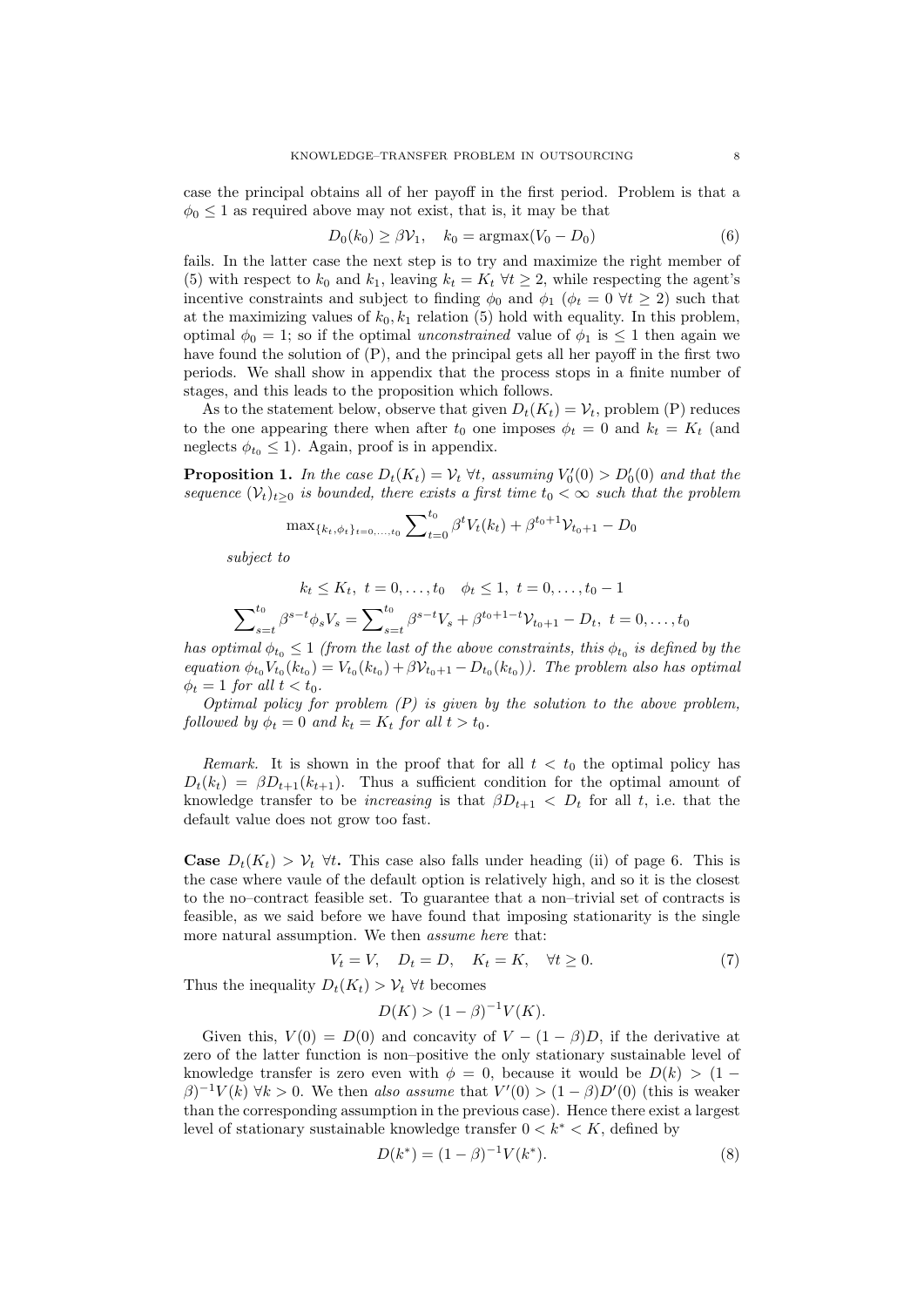case the principal obtains all of her payoff in the first period. Problem is that a $\phi_0 \leq 1$ as required above may not exist, that is, it may be that

$$D_0(k_0) \geq \beta \mathcal{V}_1, \quad k_0 = \text{argmax}(V_0 - D_0) \tag{6}$$

fails. In the latter case the next step is to try and maximize the right member of (5) with respect to $k_0$ and $k_1$, leaving $k_t = K_t \ \forall t \geq 2$, while respecting the agent's incentive constraints and subject to finding $\phi_0$ and $\phi_1$ ($\phi_t = 0 \ \forall t \geq 2$) such that at the maximizing values of $k_0, k_1$ relation (5) hold with equality. In this problem, optimal $\phi_0 = 1$; so if the optimal *unconstrained* value of $\phi_1$ is $\leq 1$ then again we have found the solution of (P), and the principal gets all her payoff in the first two periods. We shall show in appendix that the process stops in a finite number of stages, and this leads to the proposition which follows.

As to the statement below, observe that given $D_t(K_t) = \mathcal{V}_t$, problem (P) reduces to the one appearing there when after $t_0$ one imposes $\phi_t = 0$ and $k_t = K_t$ (and neglects $\phi_{t_0} \leq 1$). Again, proof is in appendix.

**Proposition 1.** *In the case $D_t(K_t) = \mathcal{V}_t \ \forall t$, assuming $V_0'(0) > D_0'(0)$ and that the sequence $(\mathcal{V}_t)_{t \geq 0}$ is bounded, there exists a first time $t_0 < \infty$ such that the problem*

$$\max_{\{k_t, \phi_t\}_{t=0,\ldots,t_0}} \sum_{t=0}^{t_0} \beta^t V_t(k_t) + \beta^{t_0+1} \mathcal{V}_{t_0+1} - D_0$$

*subject to*

$$k_t \leq K_t, \ t = 0, \ldots, t_0 \quad \phi_t \leq 1, \ t = 0, \ldots, t_0 - 1$$

$$\sum_{s=t}^{t_0} \beta^{s-t} \phi_s V_s = \sum_{s=t}^{t_0} \beta^{s-t} V_s + \beta^{t_0+1-t} \mathcal{V}_{t_0+1} - D_t, \ t = 0, \ldots, t_0$$

*has optimal $\phi_{t_0} \leq 1$ (from the last of the above constraints, this $\phi_{t_0}$ is defined by the equation $\phi_{t_0} V_{t_0}(k_{t_0}) = V_{t_0}(k_{t_0}) + \beta \mathcal{V}_{t_0+1} - D_{t_0}(k_{t_0})$). The problem also has optimal $\phi_t = 1$ for all $t < t_0$.*

*Optimal policy for problem (P) is given by the solution to the above problem, followed by $\phi_t = 0$ and $k_t = K_t$ for all $t > t_0$.*

*Remark.* It is shown in the proof that for all $t < t_0$ the optimal policy has $D_t(k_t) = \beta D_{t+1}(k_{t+1})$. Thus a sufficient condition for the optimal amount of knowledge transfer to be *increasing* is that $\beta D_{t+1} < D_t$ for all $t$, i.e. that the default value does not grow too fast.

**Case $D_t(K_t) > \mathcal{V}_t \ \forall t$.** This case also falls under heading (ii) of page 6. This is the case where vaule of the default option is relatively high, and so it is the closest to the no–contract feasible set. To guarantee that a non–trivial set of contracts is feasible, as we said before we have found that imposing stationarity is the single more natural assumption. We then *assume here* that:

$$V_t = V, \quad D_t = D, \quad K_t = K, \quad \forall t \geq 0. \tag{7}$$

Thus the inequality $D_t(K_t) > \mathcal{V}_t \ \forall t$ becomes

$$D(K) > (1-\beta)^{-1} V(K).$$

Given this, $V(0) = D(0)$ and concavity of $V - (1-\beta)D$, if the derivative at zero of the latter function is non–positive the only stationary sustainable level of knowledge transfer is zero even with $\phi = 0$, because it would be $D(k) > (1-\beta)^{-1}V(k) \ \forall k > 0$. We then *also assume* that $V'(0) > (1-\beta)D'(0)$ (this is weaker than the corresponding assumption in the previous case). Hence there exist a largest level of stationary sustainable knowledge transfer $0 < k^* < K$, defined by

$$D(k^*) = (1-\beta)^{-1} V(k^*). \tag{8}$$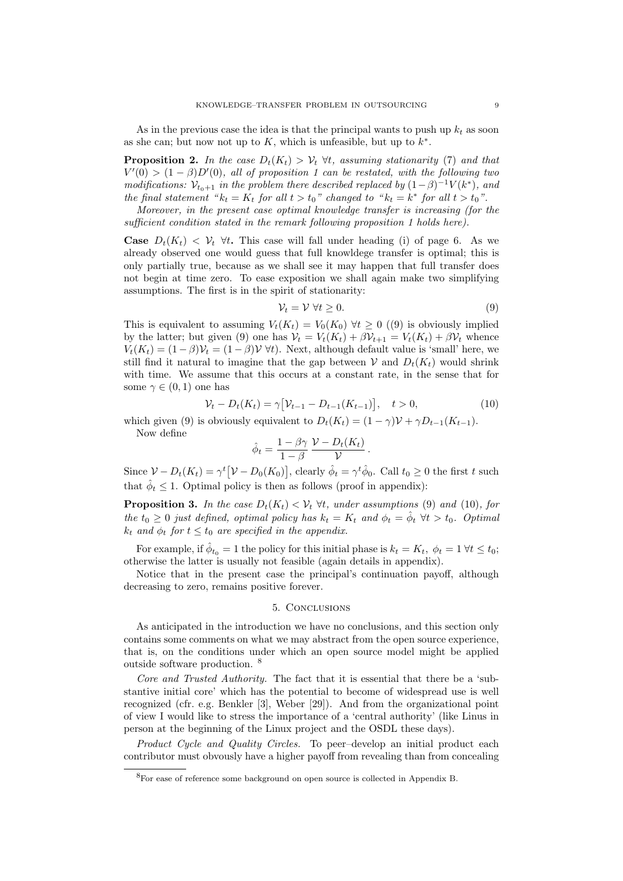As in the previous case the idea is that the principal wants to push up $k_t$ as soon as she can; but now not up to $K$, which is unfeasible, but up to $k^*$.

**Proposition 2.** *In the case $D_t(K_t) > \mathcal{V}_t\ \forall t$, assuming stationarity (7) and that $V'(0) > (1-\beta)D'(0)$, all of proposition 1 can be restated, with the following two modifications: $\mathcal{V}_{t_0+1}$ in the problem there described replaced by $(1-\beta)^{-1}V(k^*)$, and the final statement "$k_t = K_t$ for all $t > t_0$" changed to "$k_t = k^*$ for all $t > t_0$".*

*Moreover, in the present case optimal knowledge transfer is increasing (for the sufficient condition stated in the remark following proposition 1 holds here).*

**Case $D_t(K_t) < \mathcal{V}_t\ \forall t$.** This case will fall under heading (i) of page 6. As we already observed one would guess that full knowldege transfer is optimal; this is only partially true, because as we shall see it may happen that full transfer does not begin at time zero. To ease exposition we shall again make two simplifying assumptions. The first is in the spirit of stationarity:

$$\mathcal{V}_t = \mathcal{V}\ \forall t \geq 0. \tag{9}$$

This is equivalent to assuming $V_t(K_t) = V_0(K_0)\ \forall t \geq 0$ ((9) is obviously implied by the latter; but given (9) one has $\mathcal{V}_t = V_t(K_t) + \beta\mathcal{V}_{t+1} = V_t(K_t) + \beta\mathcal{V}_t$ whence $V_t(K_t) = (1-\beta)\mathcal{V}_t = (1-\beta)\mathcal{V}\ \forall t$). Next, although default value is 'small' here, we still find it natural to imagine that the gap between $\mathcal{V}$ and $D_t(K_t)$ would shrink with time. We assume that this occurs at a constant rate, in the sense that for some $\gamma \in (0,1)$ one has

$$\mathcal{V}_t - D_t(K_t) = \gamma\big[\mathcal{V}_{t-1} - D_{t-1}(K_{t-1})\big], \quad t > 0, \tag{10}$$

which given (9) is obviously equivalent to $D_t(K_t) = (1-\gamma)\mathcal{V} + \gamma D_{t-1}(K_{t-1})$.

Now define

$$\hat{\phi}_t = \frac{1-\beta\gamma}{1-\beta}\,\frac{\mathcal{V} - D_t(K_t)}{\mathcal{V}}\,.$$

Since $\mathcal{V} - D_t(K_t) = \gamma^t\big[\mathcal{V} - D_0(K_0)\big]$, clearly $\hat{\phi}_t = \gamma^t\hat{\phi}_0$. Call $t_0 \geq 0$ the first $t$ such that $\hat{\phi}_t \leq 1$. Optimal policy is then as follows (proof in appendix):

**Proposition 3.** *In the case $D_t(K_t) < \mathcal{V}_t\ \forall t$, under assumptions (9) and (10), for the $t_0 \geq 0$ just defined, optimal policy has $k_t = K_t$ and $\phi_t = \hat{\phi}_t\ \forall t > t_0$. Optimal $k_t$ and $\phi_t$ for $t \leq t_0$ are specified in the appendix.*

For example, if $\hat{\phi}_{t_0} = 1$ the policy for this initial phase is $k_t = K_t,\ \phi_t = 1\ \forall t \leq t_0$; otherwise the latter is usually not feasible (again details in appendix).

Notice that in the present case the principal's continuation payoff, although decreasing to zero, remains positive forever.

## 5. Conclusions

As anticipated in the introduction we have no conclusions, and this section only contains some comments on what we may abstract from the open source experience, that is, on the conditions under which an open source model might be applied outside software production. [8]

*Core and Trusted Authority.* The fact that it is essential that there be a 'substantive initial core' which has the potential to become of widespread use is well recognized (cfr. e.g. Benkler [3], Weber [29]). And from the organizational point of view I would like to stress the importance of a 'central authority' (like Linus in person at the beginning of the Linux project and the OSDL these days).

*Product Cycle and Quality Circles.* To peer–develop an initial product each contributor must obvously have a higher payoff from revealing than from concealing

[8] For ease of reference some background on open source is collected in Appendix B.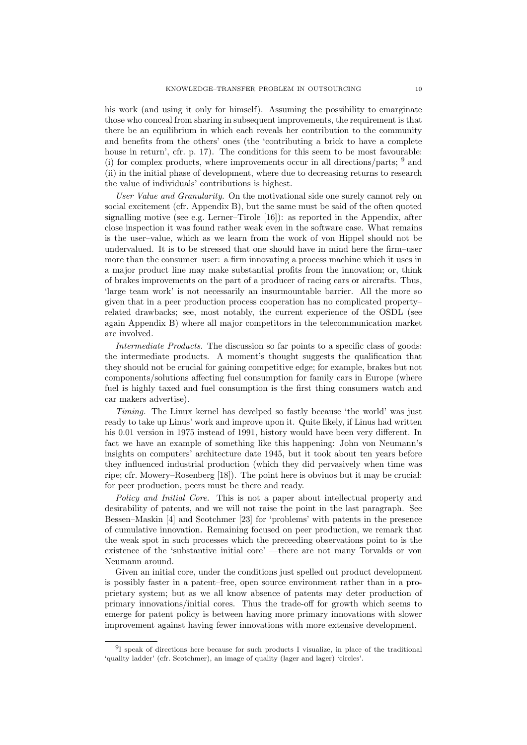his work (and using it only for himself). Assuming the possibility to emarginate those who conceal from sharing in subsequent improvements, the requirement is that there be an equilibrium in which each reveals her contribution to the community and benefits from the others' ones (the 'contributing a brick to have a complete house in return', cfr. p. 17). The conditions for this seem to be most favourable: (i) for complex products, where improvements occur in all directions/parts; [9] and (ii) in the initial phase of development, where due to decreasing returns to research the value of individuals' contributions is highest.

*User Value and Granularity.* On the motivational side one surely cannot rely on social excitement (cfr. Appendix B), but the same must be said of the often quoted signalling motive (see e.g. Lerner–Tirole [16]): as reported in the Appendix, after close inspection it was found rather weak even in the software case. What remains is the user–value, which as we learn from the work of von Hippel should not be undervalued. It is to be stressed that one should have in mind here the firm–user more than the consumer–user: a firm innovating a process machine which it uses in a major product line may make substantial profits from the innovation; or, think of brakes improvements on the part of a producer of racing cars or aircrafts. Thus, 'large team work' is not necessarily an insurmountable barrier. All the more so given that in a peer production process cooperation has no complicated property–related drawbacks; see, most notably, the current experience of the OSDL (see again Appendix B) where all major competitors in the telecommunication market are involved.

*Intermediate Products.* The discussion so far points to a specific class of goods: the intermediate products. A moment's thought suggests the qualification that they should not be crucial for gaining competitive edge; for example, brakes but not components/solutions affecting fuel consumption for family cars in Europe (where fuel is highly taxed and fuel consumption is the first thing consumers watch and car makers advertise).

*Timing.* The Linux kernel has develped so fastly because 'the world' was just ready to take up Linus' work and improve upon it. Quite likely, if Linus had written his 0.01 version in 1975 instead of 1991, history would have been very different. In fact we have an example of something like this happening: John von Neumann's insights on computers' architecture date 1945, but it took about ten years before they influenced industrial production (which they did pervasively when time was ripe; cfr. Mowery–Rosenberg [18]). The point here is obviuos but it may be crucial: for peer production, peers must be there and ready.

*Policy and Initial Core.* This is not a paper about intellectual property and desirability of patents, and we will not raise the point in the last paragraph. See Bessen–Maskin [4] and Scotchmer [23] for 'problems' with patents in the presence of cumulative innovation. Remaining focused on peer production, we remark that the weak spot in such processes which the preceeding observations point to is the existence of the 'substantive initial core' —there are not many Torvalds or von Neumann around.

Given an initial core, under the conditions just spelled out product development is possibly faster in a patent–free, open source environment rather than in a proprietary system; but as we all know absence of patents may deter production of primary innovations/initial cores. Thus the trade-off for growth which seems to emerge for patent policy is between having more primary innovations with slower improvement against having fewer innovations with more extensive development.

---

[9] I speak of directions here because for such products I visualize, in place of the traditional 'quality ladder' (cfr. Scotchmer), an image of quality (lager and lager) 'circles'.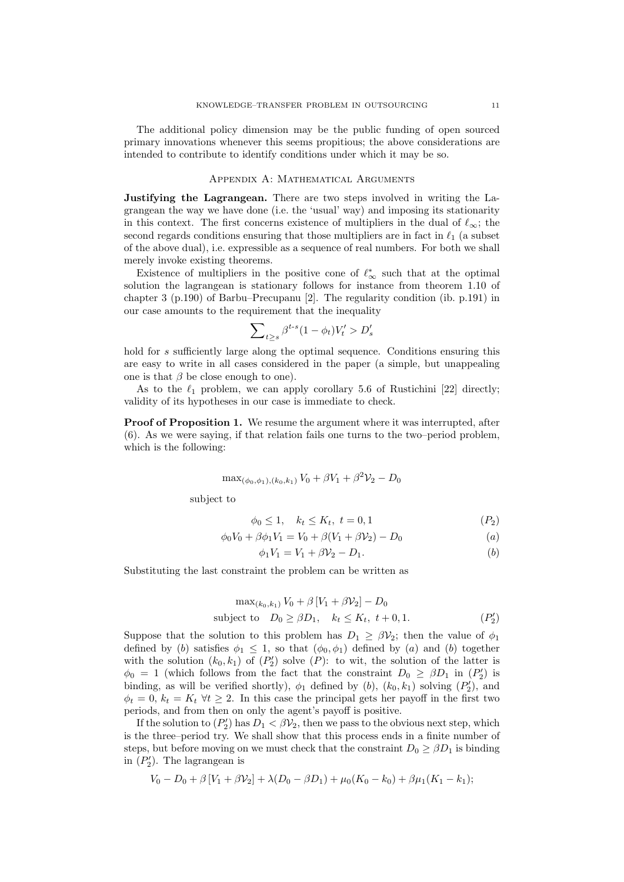The additional policy dimension may be the public funding of open sourced primary innovations whenever this seems propitious; the above considerations are intended to contribute to identify conditions under which it may be so.

## Appendix A: Mathematical Arguments

**Justifying the Lagrangean.** There are two steps involved in writing the Lagrangean the way we have done (i.e. the 'usual' way) and imposing its stationarity in this context. The first concerns existence of multipliers in the dual of $\ell_\infty$; the second regards conditions ensuring that those multipliers are in fact in $\ell_1$ (a subset of the above dual), i.e. expressible as a sequence of real numbers. For both we shall merely invoke existing theorems.

Existence of multipliers in the positive cone of $\ell_\infty^*$ such that at the optimal solution the lagrangean is stationary follows for instance from theorem 1.10 of chapter 3 (p.190) of Barbu–Precupanu [2]. The regularity condition (ib. p.191) in our case amounts to the requirement that the inequality

$$\sum\nolimits_{t \geq s} \beta^{t\text{-}s}(1-\phi_t)V_t' > D_s'$$

hold for $s$ sufficiently large along the optimal sequence. Conditions ensuring this are easy to write in all cases considered in the paper (a simple, but unappealing one is that $\beta$ be close enough to one).

As to the $\ell_1$ problem, we can apply corollary 5.6 of Rustichini [22] directly; validity of its hypotheses in our case is immediate to check.

**Proof of Proposition 1.** We resume the argument where it was interrupted, after (6). As we were saying, if that relation fails one turns to the two–period problem, which is the following:

$$\max\nolimits_{(\phi_0,\phi_1),(k_0,k_1)} V_0 + \beta V_1 + \beta^2 \mathcal{V}_2 - D_0$$

subject to

$$\phi_0 \leq 1, \quad k_t \leq K_t, \; t = 0, 1 \qquad (P_2)$$

$$\phi_0 V_0 + \beta \phi_1 V_1 = V_0 + \beta(V_1 + \beta \mathcal{V}_2) - D_0 \qquad (a)$$

$$\phi_1 V_1 = V_1 + \beta \mathcal{V}_2 - D_1. \qquad (b)$$

Substituting the last constraint the problem can be written as

$$\max\nolimits_{(k_0,k_1)} V_0 + \beta\left[V_1 + \beta \mathcal{V}_2\right] - D_0$$

$$\text{subject to} \quad D_0 \geq \beta D_1, \quad k_t \leq K_t, \; t + 0, 1. \qquad (P_2')$$

Suppose that the solution to this problem has $D_1 \geq \beta \mathcal{V}_2$; then the value of $\phi_1$ defined by $(b)$ satisfies $\phi_1 \leq 1$, so that $(\phi_0, \phi_1)$ defined by $(a)$ and $(b)$ together with the solution $(k_0, k_1)$ of $(P_2')$ solve $(P)$: to wit, the solution of the latter is $\phi_0 = 1$ (which follows from the fact that the constraint $D_0 \geq \beta D_1$ in $(P_2')$ is binding, as will be verified shortly), $\phi_1$ defined by $(b)$, $(k_0, k_1)$ solving $(P_2')$, and $\phi_t = 0$, $k_t = K_t$ $\forall t \geq 2$. In this case the principal gets her payoff in the first two periods, and from then on only the agent's payoff is positive.

If the solution to $(P_2')$ has $D_1 < \beta \mathcal{V}_2$, then we pass to the obvious next step, which is the three–period try. We shall show that this process ends in a finite number of steps, but before moving on we must check that the constraint $D_0 \geq \beta D_1$ is binding in $(P_2')$. The lagrangean is

$$V_0 - D_0 + \beta\left[V_1 + \beta \mathcal{V}_2\right] + \lambda(D_0 - \beta D_1) + \mu_0(K_0 - k_0) + \beta \mu_1(K_1 - k_1);$$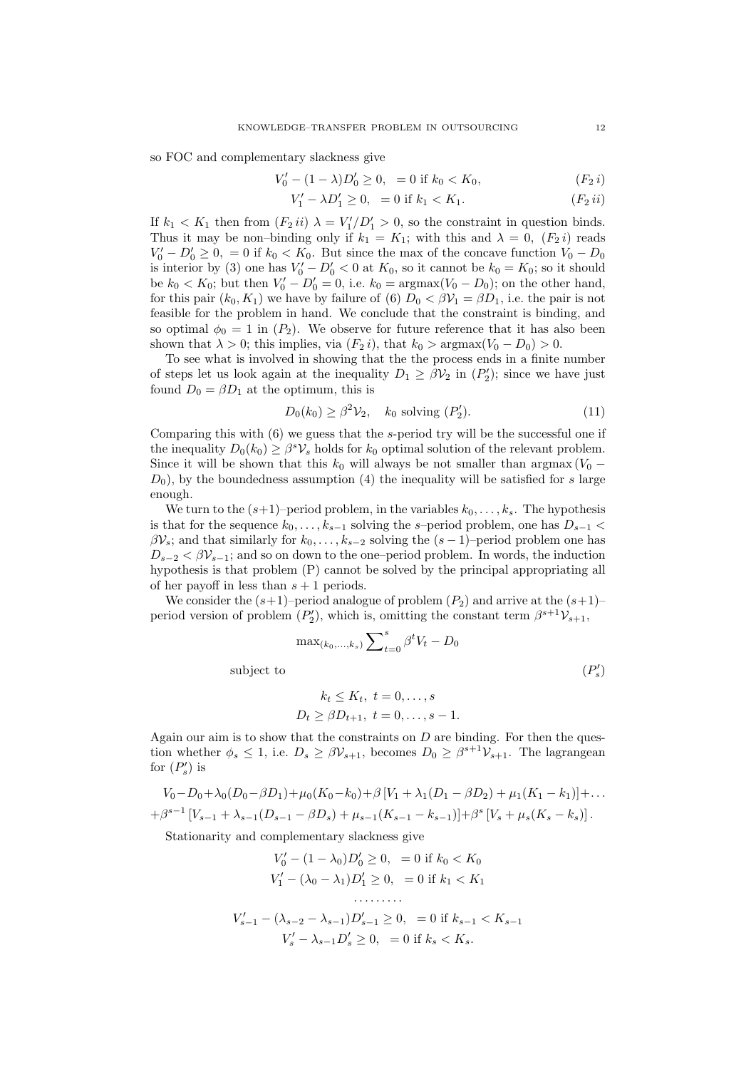so FOC and complementary slackness give

$$V_0' - (1-\lambda)D_0' \geq 0, \ \ = 0 \text{ if } k_0 < K_0, \tag{$F_2\, i$}$$

$$V_1' - \lambda D_1' \geq 0, \ \ = 0 \text{ if } k_1 < K_1. \tag{$F_2\, ii$}$$

If $k_1 < K_1$ then from $(F_2\, ii)$ $\lambda = V_1'/D_1' > 0$, so the constraint in question binds. Thus it may be non–binding only if $k_1 = K_1$; with this and $\lambda = 0$, $(F_2\, i)$ reads $V_0' - D_0' \geq 0$, $= 0$ if $k_0 < K_0$. But since the max of the concave function $V_0 - D_0$ is interior by (3) one has $V_0' - D_0' < 0$ at $K_0$, so it cannot be $k_0 = K_0$; so it should be $k_0 < K_0$; but then $V_0' - D_0' = 0$, i.e. $k_0 = \text{argmax}(V_0 - D_0)$; on the other hand, for this pair $(k_0, K_1)$ we have by failure of (6) $D_0 < \beta\mathcal{V}_1 = \beta D_1$, i.e. the pair is not feasible for the problem in hand. We conclude that the constraint is binding, and so optimal $\phi_0 = 1$ in $(P_2)$. We observe for future reference that it has also been shown that $\lambda > 0$; this implies, via $(F_2\, i)$, that $k_0 > \text{argmax}(V_0 - D_0) > 0$.

To see what is involved in showing that the the process ends in a finite number of steps let us look again at the inequality $D_1 \geq \beta\mathcal{V}_2$ in $(P_2')$; since we have just found $D_0 = \beta D_1$ at the optimum, this is

$$D_0(k_0) \geq \beta^2\mathcal{V}_2, \quad k_0 \text{ solving } (P_2'). \tag{11}$$

Comparing this with (6) we guess that the $s$-period try will be the successful one if the inequality $D_0(k_0) \geq \beta^s\mathcal{V}_s$ holds for $k_0$ optimal solution of the relevant problem. Since it will be shown that this $k_0$ will always be not smaller than argmax $(V_0 - D_0)$, by the boundedness assumption (4) the inequality will be satisfied for $s$ large enough.

We turn to the $(s+1)$–period problem, in the variables $k_0, \dots, k_s$. The hypothesis is that for the sequence $k_0, \dots, k_{s-1}$ solving the $s$–period problem, one has $D_{s-1} < \beta\mathcal{V}_s$; and that similarly for $k_0, \dots, k_{s-2}$ solving the $(s-1)$–period problem one has $D_{s-2} < \beta\mathcal{V}_{s-1}$; and so on down to the one–period problem. In words, the induction hypothesis is that problem (P) cannot be solved by the principal appropriating all of her payoff in less than $s+1$ periods.

We consider the $(s+1)$–period analogue of problem $(P_2)$ and arrive at the $(s+1)$–period version of problem $(P_2')$, which is, omitting the constant term $\beta^{s+1}\mathcal{V}_{s+1}$,

$$\max_{(k_0,\dots,k_s)} \sum_{t=0}^{s} \beta^t V_t - D_0$$

subject to $\hfill (P_s')$

$$k_t \leq K_t, \ t = 0, \dots, s$$
$$D_t \geq \beta D_{t+1}, \ t = 0, \dots, s-1.$$

Again our aim is to show that the constraints on $D$ are binding. For then the question whether $\phi_s \leq 1$, i.e. $D_s \geq \beta\mathcal{V}_{s+1}$, becomes $D_0 \geq \beta^{s+1}\mathcal{V}_{s+1}$. The lagrangean for $(P_s')$ is

$$V_0 - D_0 + \lambda_0(D_0 - \beta D_1) + \mu_0(K_0 - k_0) + \beta\left[V_1 + \lambda_1(D_1 - \beta D_2) + \mu_1(K_1 - k_1)\right] + \dots$$
$$+ \beta^{s-1}\left[V_{s-1} + \lambda_{s-1}(D_{s-1} - \beta D_s) + \mu_{s-1}(K_{s-1} - k_{s-1})\right] + \beta^s\left[V_s + \mu_s(K_s - k_s)\right].$$

Stationarity and complementary slackness give

$$V_0' - (1-\lambda_0)D_0' \geq 0, \ \ = 0 \text{ if } k_0 < K_0$$
$$V_1' - (\lambda_0 - \lambda_1)D_1' \geq 0, \ \ = 0 \text{ if } k_1 < K_1$$
$$\dots\dots\dots$$
$$V_{s-1}' - (\lambda_{s-2} - \lambda_{s-1})D_{s-1}' \geq 0, \ \ = 0 \text{ if } k_{s-1} < K_{s-1}$$
$$V_s' - \lambda_{s-1}D_s' \geq 0, \ \ = 0 \text{ if } k_s < K_s.$$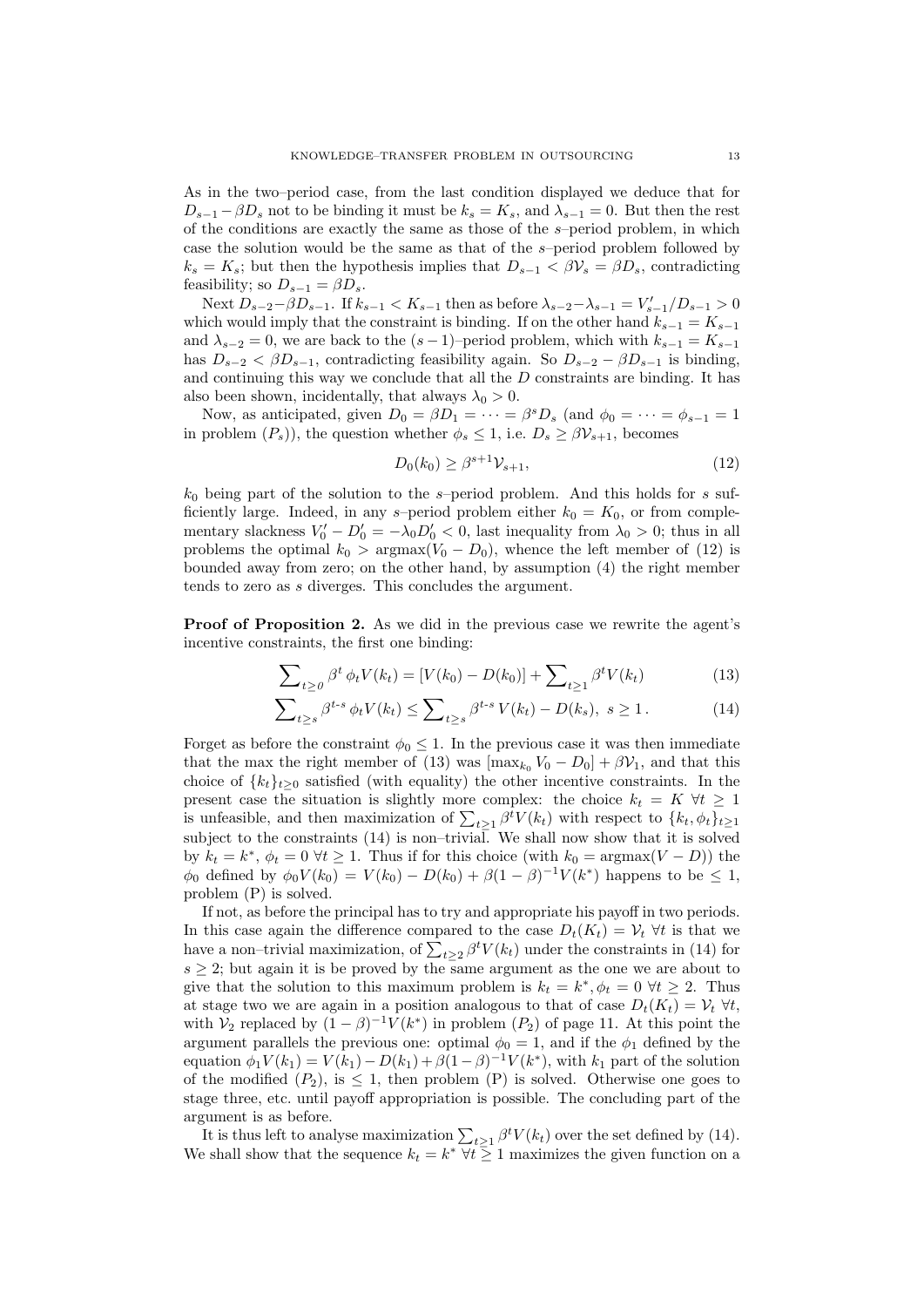As in the two–period case, from the last condition displayed we deduce that for $D_{s-1} - \beta D_s$ not to be binding it must be $k_s = K_s$, and $\lambda_{s-1} = 0$. But then the rest of the conditions are exactly the same as those of the $s$–period problem, in which case the solution would be the same as that of the $s$–period problem followed by $k_s = K_s$; but then the hypothesis implies that $D_{s-1} < \beta \mathcal{V}_s = \beta D_s$, contradicting feasibility; so $D_{s-1} = \beta D_s$.

Next $D_{s-2} - \beta D_{s-1}$. If $k_{s-1} < K_{s-1}$ then as before $\lambda_{s-2} - \lambda_{s-1} = V'_{s-1}/D_{s-1} > 0$ which would imply that the constraint is binding. If on the other hand $k_{s-1} = K_{s-1}$ and $\lambda_{s-2} = 0$, we are back to the $(s-1)$–period problem, which with $k_{s-1} = K_{s-1}$ has $D_{s-2} < \beta D_{s-1}$, contradicting feasibility again. So $D_{s-2} - \beta D_{s-1}$ is binding, and continuing this way we conclude that all the $D$ constraints are binding. It has also been shown, incidentally, that always $\lambda_0 > 0$.

Now, as anticipated, given $D_0 = \beta D_1 = \cdots = \beta^s D_s$ (and $\phi_0 = \cdots = \phi_{s-1} = 1$ in problem $(P_s)$), the question whether $\phi_s \leq 1$, i.e. $D_s \geq \beta \mathcal{V}_{s+1}$, becomes

$$D_0(k_0) \geq \beta^{s+1} \mathcal{V}_{s+1}, \tag{12}$$

$k_0$ being part of the solution to the $s$–period problem. And this holds for $s$ sufficiently large. Indeed, in any $s$–period problem either $k_0 = K_0$, or from complementary slackness $V'_0 - D'_0 = -\lambda_0 D'_0 < 0$, last inequality from $\lambda_0 > 0$; thus in all problems the optimal $k_0 > \operatorname{argmax}(V_0 - D_0)$, whence the left member of (12) is bounded away from zero; on the other hand, by assumption (4) the right member tends to zero as $s$ diverges. This concludes the argument.

**Proof of Proposition 2.** As we did in the previous case we rewrite the agent's incentive constraints, the first one binding:

$$\sum\nolimits_{t \geq 0} \beta^t \, \phi_t V(k_t) = [V(k_0) - D(k_0)] + \sum\nolimits_{t \geq 1} \beta^t V(k_t) \tag{13}$$

$$\sum\nolimits_{t \geq s} \beta^{t\text{-}s} \, \phi_t V(k_t) \leq \sum\nolimits_{t \geq s} \beta^{t\text{-}s} \, V(k_t) - D(k_s), \; s \geq 1\,. \tag{14}$$

Forget as before the constraint $\phi_0 \leq 1$. In the previous case it was then immediate that the max the right member of (13) was $[\max_{k_0} V_0 - D_0] + \beta \mathcal{V}_1$, and that this choice of $\{k_t\}_{t \geq 0}$ satisfied (with equality) the other incentive constraints. In the present case the situation is slightly more complex: the choice $k_t = K \; \forall t \geq 1$ is unfeasible, and then maximization of $\sum_{t \geq 1} \beta^t V(k_t)$ with respect to $\{k_t, \phi_t\}_{t \geq 1}$ subject to the constraints (14) is non–trivial. We shall now show that it is solved by $k_t = k^*$, $\phi_t = 0 \; \forall t \geq 1$. Thus if for this choice (with $k_0 = \operatorname{argmax}(V - D)$) the $\phi_0$ defined by $\phi_0 V(k_0) = V(k_0) - D(k_0) + \beta(1-\beta)^{-1} V(k^*)$ happens to be $\leq 1$, problem (P) is solved.

If not, as before the principal has to try and appropriate his payoff in two periods. In this case again the difference compared to the case $D_t(K_t) = \mathcal{V}_t \; \forall t$ is that we have a non–trivial maximization, of $\sum_{t \geq 2} \beta^t V(k_t)$ under the constraints in (14) for $s \geq 2$; but again it is be proved by the same argument as the one we are about to give that the solution to this maximum problem is $k_t = k^*, \phi_t = 0 \; \forall t \geq 2$. Thus at stage two we are again in a position analogous to that of case $D_t(K_t) = \mathcal{V}_t \; \forall t$, with $\mathcal{V}_2$ replaced by $(1-\beta)^{-1} V(k^*)$ in problem $(P_2)$ of page 11. At this point the argument parallels the previous one: optimal $\phi_0 = 1$, and if the $\phi_1$ defined by the equation $\phi_1 V(k_1) = V(k_1) - D(k_1) + \beta(1-\beta)^{-1} V(k^*)$, with $k_1$ part of the solution of the modified $(P_2)$, is $\leq 1$, then problem (P) is solved. Otherwise one goes to stage three, etc. until payoff appropriation is possible. The concluding part of the argument is as before.

It is thus left to analyse maximization $\sum_{t \geq 1} \beta^t V(k_t)$ over the set defined by (14). We shall show that the sequence $k_t = k^* \; \forall t \geq 1$ maximizes the given function on a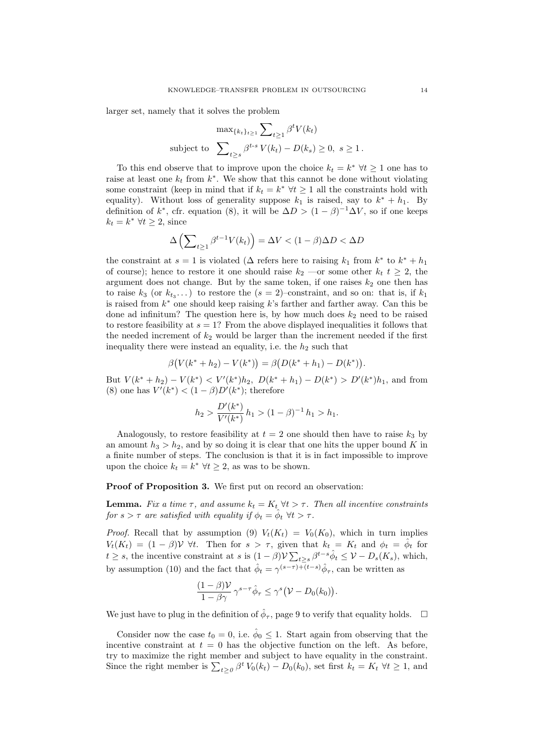larger set, namely that it solves the problem

$$\max_{\{k_t\}_{t\geq 1}} \sum_{t\geq 1} \beta^t V(k_t)$$
$$\text{subject to} \quad \sum_{t\geq s} \beta^{t\text{-}s}\, V(k_t) - D(k_s) \geq 0,\ s \geq 1\,.$$

To this end observe that to improve upon the choice $k_t = k^*\ \forall t \geq 1$ one has to raise at least one $k_t$ from $k^*$. We show that this cannot be done without violating some constraint (keep in mind that if $k_t = k^*\ \forall t \geq 1$ all the constraints hold with equality). Without loss of generality suppose $k_1$ is raised, say to $k^* + h_1$. By definition of $k^*$, cfr. equation (8), it will be $\Delta D > (1-\beta)^{-1}\Delta V$, so if one keeps $k_t = k^*\ \forall t \geq 2$, since

$$\Delta\Big(\sum_{t\geq 1} \beta^{t-1} V(k_t)\Big) = \Delta V < (1-\beta)\Delta D < \Delta D$$

the constraint at $s = 1$ is violated ($\Delta$ refers here to raising $k_1$ from $k^*$ to $k^* + h_1$ of course); hence to restore it one should raise $k_2$ —or some other $k_t$ $t \geq 2$, the argument does not change. But by the same token, if one raises $k_2$ one then has to raise $k_3$ (or $k_{t_3} \dots$) to restore the $(s = 2)$–constraint, and so on: that is, if $k_1$ is raised from $k^*$ one should keep raising $k$'s farther and farther away. Can this be done ad infinitum? The question here is, by how much does $k_2$ need to be raised to restore feasibility at $s = 1$? From the above displayed inequalities it follows that the needed increment of $k_2$ would be larger than the increment needed if the first inequality there were instead an equality, i.e. the $h_2$ such that

$$\beta\big(V(k^* + h_2) - V(k^*)\big) = \beta\big(D(k^* + h_1) - D(k^*)\big).$$

But $V(k^* + h_2) - V(k^*) < V'(k^*)h_2,\ D(k^* + h_1) - D(k^*) > D'(k^*)h_1$, and from (8) one has $V'(k^*) < (1-\beta)D'(k^*)$; therefore

$$h_2 > \frac{D'(k^*)}{V'(k^*)}\, h_1 > (1-\beta)^{-1}\, h_1 > h_1.$$

Analogously, to restore feasibility at $t = 2$ one should then have to raise $k_3$ by an amount $h_3 > h_2$, and by so doing it is clear that one hits the upper bound $K$ in a finite number of steps. The conclusion is that it is in fact impossible to improve upon the choice $k_t = k^*\ \forall t \geq 2$, as was to be shown.

**Proof of Proposition 3.** We first put on record an observation:

**Lemma.** *Fix a time $\tau$, and assume $k_t = K_t\ \forall t > \tau$. Then all incentive constraints for $s > \tau$ are satisfied with equality if $\phi_t = \hat{\phi}_t\ \forall t > \tau$.*

*Proof.* Recall that by assumption (9) $V_t(K_t) = V_0(K_0)$, which in turn implies $V_t(K_t) = (1-\beta)\mathcal{V}\ \forall t$. Then for $s > \tau$, given that $k_t = K_t$ and $\phi_t = \hat{\phi}_t$ for $t \geq s$, the incentive constraint at $s$ is $(1-\beta)\mathcal{V}\sum_{t\geq s} \beta^{t-s}\hat{\phi}_t \leq \mathcal{V} - D_s(K_s)$, which, by assumption (10) and the fact that $\hat{\phi}_t = \gamma^{(s-\tau)+(t-s)}\hat{\phi}_\tau$, can be written as

$$\frac{(1-\beta)\mathcal{V}}{1-\beta\gamma}\, \gamma^{s-\tau}\hat{\phi}_\tau \leq \gamma^s\big(\mathcal{V} - D_0(k_0)\big).$$

We just have to plug in the definition of $\hat{\phi}_\tau$, page 9 to verify that equality holds. $\square$

Consider now the case $t_0 = 0$, i.e. $\hat{\phi}_0 \leq 1$. Start again from observing that the incentive constraint at $t = 0$ has the objective function on the left. As before, try to maximize the right member and subject to have equality in the constraint. Since the right member is $\sum_{t\geq 0} \beta^t\, V_0(k_t) - D_0(k_0)$, set first $k_t = K_t\ \forall t \geq 1$, and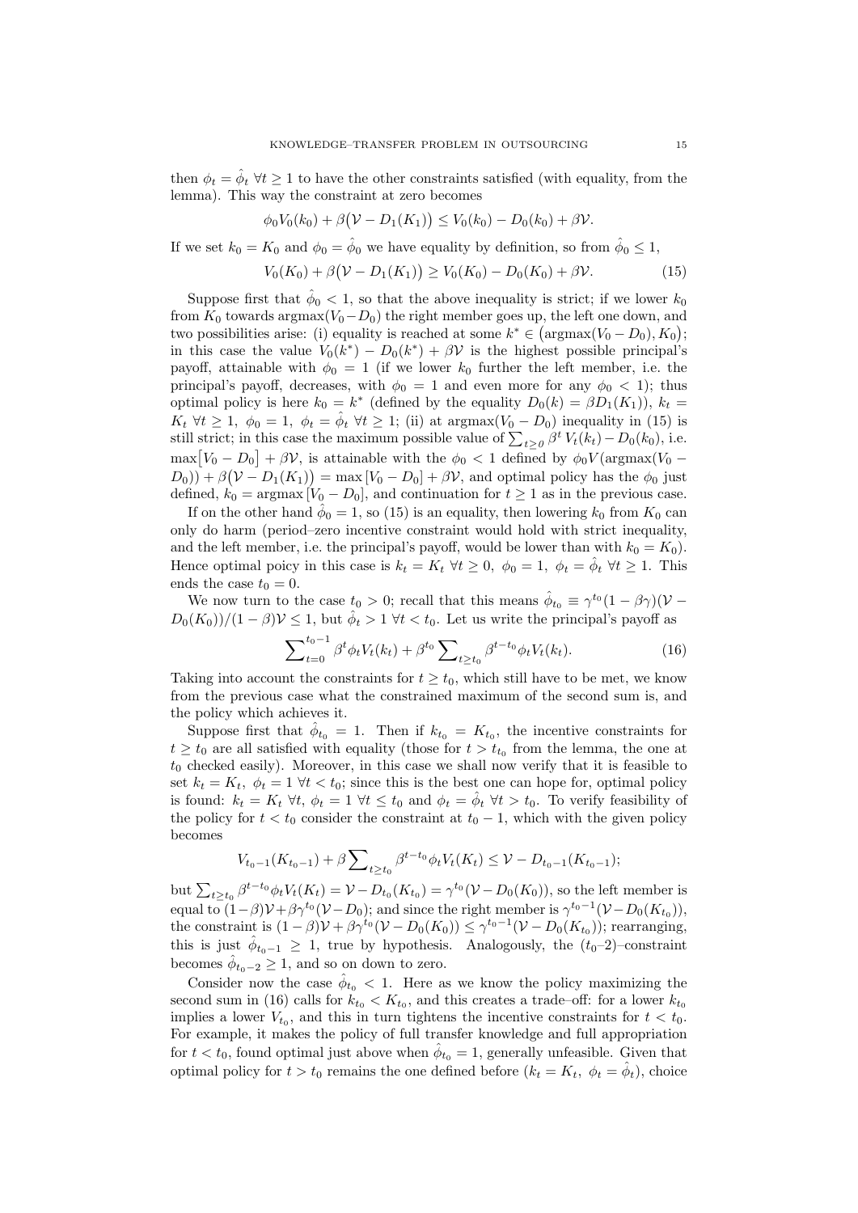then $\phi_t = \hat{\phi}_t \ \forall t \geq 1$ to have the other constraints satisfied (with equality, from the lemma). This way the constraint at zero becomes

$$\phi_0 V_0(k_0) + \beta\big(\mathcal{V} - D_1(K_1)\big) \leq V_0(k_0) - D_0(k_0) + \beta\mathcal{V}.$$

If we set $k_0 = K_0$ and $\phi_0 = \hat{\phi}_0$ we have equality by definition, so from $\hat{\phi}_0 \leq 1$,

$$V_0(K_0) + \beta\big(\mathcal{V} - D_1(K_1)\big) \geq V_0(K_0) - D_0(K_0) + \beta\mathcal{V}. \tag{15}$$

Suppose first that $\hat{\phi}_0 < 1$, so that the above inequality is strict; if we lower $k_0$ from $K_0$ towards $\text{argmax}(V_0 - D_0)$ the right member goes up, the left one down, and two possibilities arise: (i) equality is reached at some $k^* \in \big(\text{argmax}(V_0 - D_0), K_0\big)$; in this case the value $V_0(k^*) - D_0(k^*) + \beta\mathcal{V}$ is the highest possible principal's payoff, attainable with $\phi_0 = 1$ (if we lower $k_0$ further the left member, i.e. the principal's payoff, decreases, with $\phi_0 = 1$ and even more for any $\phi_0 < 1$); thus optimal policy is here $k_0 = k^*$ (defined by the equality $D_0(k) = \beta D_1(K_1)$), $k_t = K_t \ \forall t \geq 1$, $\phi_0 = 1$, $\phi_t = \hat{\phi}_t \ \forall t \geq 1$; (ii) at $\text{argmax}(V_0 - D_0)$ inequality in (15) is still strict; in this case the maximum possible value of $\sum_{t\geq 0} \beta^t V_t(k_t) - D_0(k_0)$, i.e. $\max\big[V_0 - D_0\big] + \beta\mathcal{V}$, is attainable with the $\phi_0 < 1$ defined by $\phi_0 V(\text{argmax}(V_0 - D_0)) + \beta\big(\mathcal{V} - D_1(K_1)\big) = \max\left[V_0 - D_0\right] + \beta\mathcal{V}$, and optimal policy has the $\phi_0$ just defined, $k_0 = \text{argmax}\left[V_0 - D_0\right]$, and continuation for $t \geq 1$ as in the previous case.

If on the other hand $\hat{\phi}_0 = 1$, so (15) is an equality, then lowering $k_0$ from $K_0$ can only do harm (period–zero incentive constraint would hold with strict inequality, and the left member, i.e. the principal's payoff, would be lower than with $k_0 = K_0$). Hence optimal poicy in this case is $k_t = K_t \ \forall t \geq 0$, $\phi_0 = 1$, $\phi_t = \hat{\phi}_t \ \forall t \geq 1$. This ends the case $t_0 = 0$.

We now turn to the case $t_0 > 0$; recall that this means $\hat{\phi}_{t_0} \equiv \gamma^{t_0}(1 - \beta\gamma)(\mathcal{V} - D_0(K_0))/(1-\beta)\mathcal{V} \leq 1$, but $\hat{\phi}_t > 1 \ \forall t < t_0$. Let us write the principal's payoff as

$$\sum\nolimits_{t=0}^{t_0 - 1} \beta^t \phi_t V_t(k_t) + \beta^{t_0} \sum\nolimits_{t \geq t_0} \beta^{t - t_0} \phi_t V_t(k_t). \tag{16}$$

Taking into account the constraints for $t \geq t_0$, which still have to be met, we know from the previous case what the constrained maximum of the second sum is, and the policy which achieves it.

Suppose first that $\hat{\phi}_{t_0} = 1$. Then if $k_{t_0} = K_{t_0}$, the incentive constraints for $t \geq t_0$ are all satisfied with equality (those for $t > t_{t_0}$ from the lemma, the one at $t_0$ checked easily). Moreover, in this case we shall now verify that it is feasible to set $k_t = K_t,\ \phi_t = 1 \ \forall t < t_0$; since this is the best one can hope for, optimal policy is found: $k_t = K_t \ \forall t$, $\phi_t = 1 \ \forall t \leq t_0$ and $\phi_t = \hat{\phi}_t \ \forall t > t_0$. To verify feasibility of the policy for $t < t_0$ consider the constraint at $t_0 - 1$, which with the given policy becomes

$$V_{t_0 - 1}(K_{t_0 - 1}) + \beta \sum\nolimits_{t \geq t_0} \beta^{t - t_0} \phi_t V_t(K_t) \leq \mathcal{V} - D_{t_0 - 1}(K_{t_0 - 1});$$

but $\sum_{t \geq t_0} \beta^{t - t_0} \phi_t V_t(K_t) = \mathcal{V} - D_{t_0}(K_{t_0}) = \gamma^{t_0}(\mathcal{V} - D_0(K_0))$, so the left member is equal to $(1-\beta)\mathcal{V} + \beta\gamma^{t_0}(\mathcal{V} - D_0)$; and since the right member is $\gamma^{t_0 - 1}(\mathcal{V} - D_0(K_{t_0}))$, the constraint is $(1-\beta)\mathcal{V} + \beta\gamma^{t_0}(\mathcal{V} - D_0(K_0)) \leq \gamma^{t_0 - 1}(\mathcal{V} - D_0(K_{t_0}))$; rearranging, this is just $\hat{\phi}_{t_0 - 1} \geq 1$, true by hypothesis. Analogously, the $(t_0 - 2)$–constraint becomes $\hat{\phi}_{t_0 - 2} \geq 1$, and so on down to zero.

Consider now the case $\hat{\phi}_{t_0} < 1$. Here as we know the policy maximizing the second sum in (16) calls for $k_{t_0} < K_{t_0}$, and this creates a trade–off: for a lower $k_{t_0}$ implies a lower $V_{t_0}$, and this in turn tightens the incentive constraints for $t < t_0$. For example, it makes the policy of full transfer knowledge and full appropriation for $t < t_0$, found optimal just above when $\hat{\phi}_{t_0} = 1$, generally unfeasible. Given that optimal policy for $t > t_0$ remains the one defined before ($k_t = K_t,\ \phi_t = \hat{\phi}_t$), choice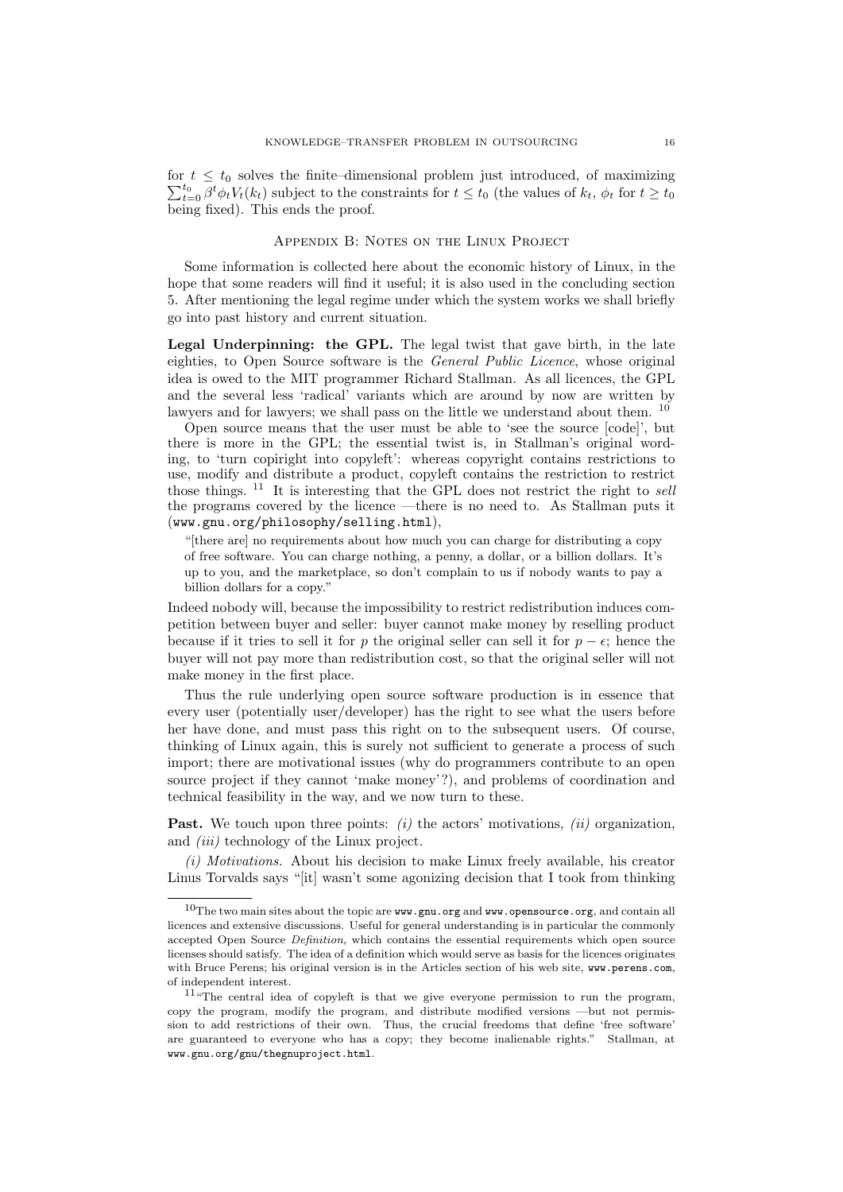for $t \leq t_0$ solves the finite–dimensional problem just introduced, of maximizing $\sum_{t=0}^{t_0} \beta^t \phi_t V_t(k_t)$ subject to the constraints for $t \leq t_0$ (the values of $k_t$, $\phi_t$ for $t \geq t_0$ being fixed). This ends the proof.

## Appendix B: Notes on the Linux Project

Some information is collected here about the economic history of Linux, in the hope that some readers will find it useful; it is also used in the concluding section 5. After mentioning the legal regime under which the system works we shall briefly go into past history and current situation.

**Legal Underpinning: the GPL.** The legal twist that gave birth, in the late eighties, to Open Source software is the *General Public Licence*, whose original idea is owed to the MIT programmer Richard Stallman. As all licences, the GPL and the several less 'radical' variants which are around by now are written by lawyers and for lawyers; we shall pass on the little we understand about them. [10]

Open source means that the user must be able to 'see the source [code]', but there is more in the GPL; the essential twist is, in Stallman's original wording, to 'turn copiright into copyleft': whereas copyright contains restrictions to use, modify and distribute a product, copyleft contains the restriction to restrict those things. [11] It is interesting that the GPL does not restrict the right to *sell* the programs covered by the licence —there is no need to. As Stallman puts it (`www.gnu.org/philosophy/selling.html`),

> "[there are] no requirements about how much you can charge for distributing a copy of free software. You can charge nothing, a penny, a dollar, or a billion dollars. It's up to you, and the marketplace, so don't complain to us if nobody wants to pay a billion dollars for a copy."

Indeed nobody will, because the impossibility to restrict redistribution induces competition between buyer and seller: buyer cannot make money by reselling product because if it tries to sell it for $p$ the original seller can sell it for $p - \epsilon$; hence the buyer will not pay more than redistribution cost, so that the original seller will not make money in the first place.

Thus the rule underlying open source software production is in essence that every user (potentially user/developer) has the right to see what the users before her have done, and must pass this right on to the subsequent users. Of course, thinking of Linux again, this is surely not sufficient to generate a process of such import; there are motivational issues (why do programmers contribute to an open source project if they cannot 'make money'?), and problems of coordination and technical feasibility in the way, and we now turn to these.

**Past.** We touch upon three points: *(i)* the actors' motivations, *(ii)* organization, and *(iii)* technology of the Linux project.

*(i) Motivations.* About his decision to make Linux freely available, his creator Linus Torvalds says "[it] wasn't some agonizing decision that I took from thinking

---

[10] The two main sites about the topic are `www.gnu.org` and `www.opensource.org`, and contain all licences and extensive discussions. Useful for general understanding is in particular the commonly accepted Open Source *Definition*, which contains the essential requirements which open source licenses should satisfy. The idea of a definition which would serve as basis for the licences originates with Bruce Perens; his original version is in the Articles section of his web site, `www.perens.com`, of independent interest.

[11] "The central idea of copyleft is that we give everyone permission to run the program, copy the program, modify the program, and distribute modified versions —but not permission to add restrictions of their own. Thus, the crucial freedoms that define 'free software' are guaranteed to everyone who has a copy; they become inalienable rights." Stallman, at `www.gnu.org/gnu/thegnuproject.html`.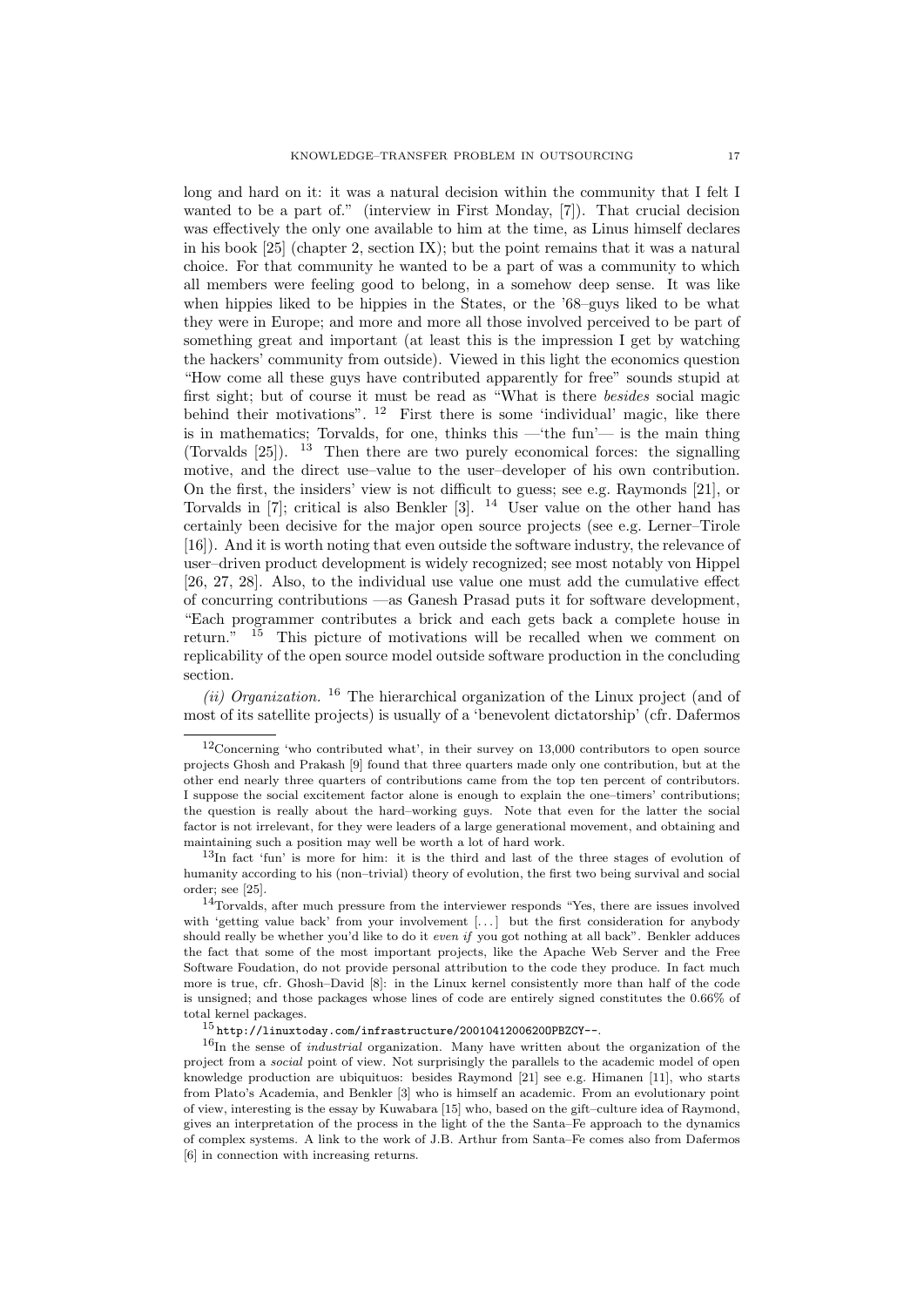long and hard on it: it was a natural decision within the community that I felt I wanted to be a part of." (interview in First Monday, [7]). That crucial decision was effectively the only one available to him at the time, as Linus himself declares in his book [25] (chapter 2, section IX); but the point remains that it was a natural choice. For that community he wanted to be a part of was a community to which all members were feeling good to belong, in a somehow deep sense. It was like when hippies liked to be hippies in the States, or the '68–guys liked to be what they were in Europe; and more and more all those involved perceived to be part of something great and important (at least this is the impression I get by watching the hackers' community from outside). Viewed in this light the economics question "How come all these guys have contributed apparently for free" sounds stupid at first sight; but of course it must be read as "What is there *besides* social magic behind their motivations". [12] First there is some 'individual' magic, like there is in mathematics; Torvalds, for one, thinks this —'the fun'— is the main thing (Torvalds [25]). [13] Then there are two purely economical forces: the signalling motive, and the direct use–value to the user–developer of his own contribution. On the first, the insiders' view is not difficult to guess; see e.g. Raymonds [21], or Torvalds in [7]; critical is also Benkler [3]. [14] User value on the other hand has certainly been decisive for the major open source projects (see e.g. Lerner–Tirole [16]). And it is worth noting that even outside the software industry, the relevance of user–driven product development is widely recognized; see most notably von Hippel [26, 27, 28]. Also, to the individual use value one must add the cumulative effect of concurring contributions —as Ganesh Prasad puts it for software development, "Each programmer contributes a brick and each gets back a complete house in return." [15] This picture of motivations will be recalled when we comment on replicability of the open source model outside software production in the concluding section.

*(ii) Organization.* [16] The hierarchical organization of the Linux project (and of most of its satellite projects) is usually of a 'benevolent dictatorship' (cfr. Dafermos

---

[12] Concerning 'who contributed what', in their survey on 13,000 contributors to open source projects Ghosh and Prakash [9] found that three quarters made only one contribution, but at the other end nearly three quarters of contributions came from the top ten percent of contributors. I suppose the social excitement factor alone is enough to explain the one–timers' contributions; the question is really about the hard–working guys. Note that even for the latter the social factor is not irrelevant, for they were leaders of a large generational movement, and obtaining and maintaining such a position may well be worth a lot of hard work.

[13] In fact 'fun' is more for him: it is the third and last of the three stages of evolution of humanity according to his (non–trivial) theory of evolution, the first two being survival and social order; see [25].

[14] Torvalds, after much pressure from the interviewer responds "Yes, there are issues involved with 'getting value back' from your involvement [. . . ] but the first consideration for anybody should really be whether you'd like to do it *even if* you got nothing at all back". Benkler adduces the fact that some of the most important projects, like the Apache Web Server and the Free Software Foudation, do not provide personal attribution to the code they produce. In fact much more is true, cfr. Ghosh–David [8]: in the Linux kernel consistently more than half of the code is unsigned; and those packages whose lines of code are entirely signed constitutes the 0.66% of total kernel packages.

[15] `http://linuxtoday.com/infrastructure/2001041200620OPBZCY--`.

[16] In the sense of *industrial* organization. Many have written about the organization of the project from a *social* point of view. Not surprisingly the parallels to the academic model of open knowledge production are ubiquituos: besides Raymond [21] see e.g. Himanen [11], who starts from Plato's Academia, and Benkler [3] who is himself an academic. From an evolutionary point of view, interesting is the essay by Kuwabara [15] who, based on the gift–culture idea of Raymond, gives an interpretation of the process in the light of the the Santa–Fe approach to the dynamics of complex systems. A link to the work of J.B. Arthur from Santa–Fe comes also from Dafermos [6] in connection with increasing returns.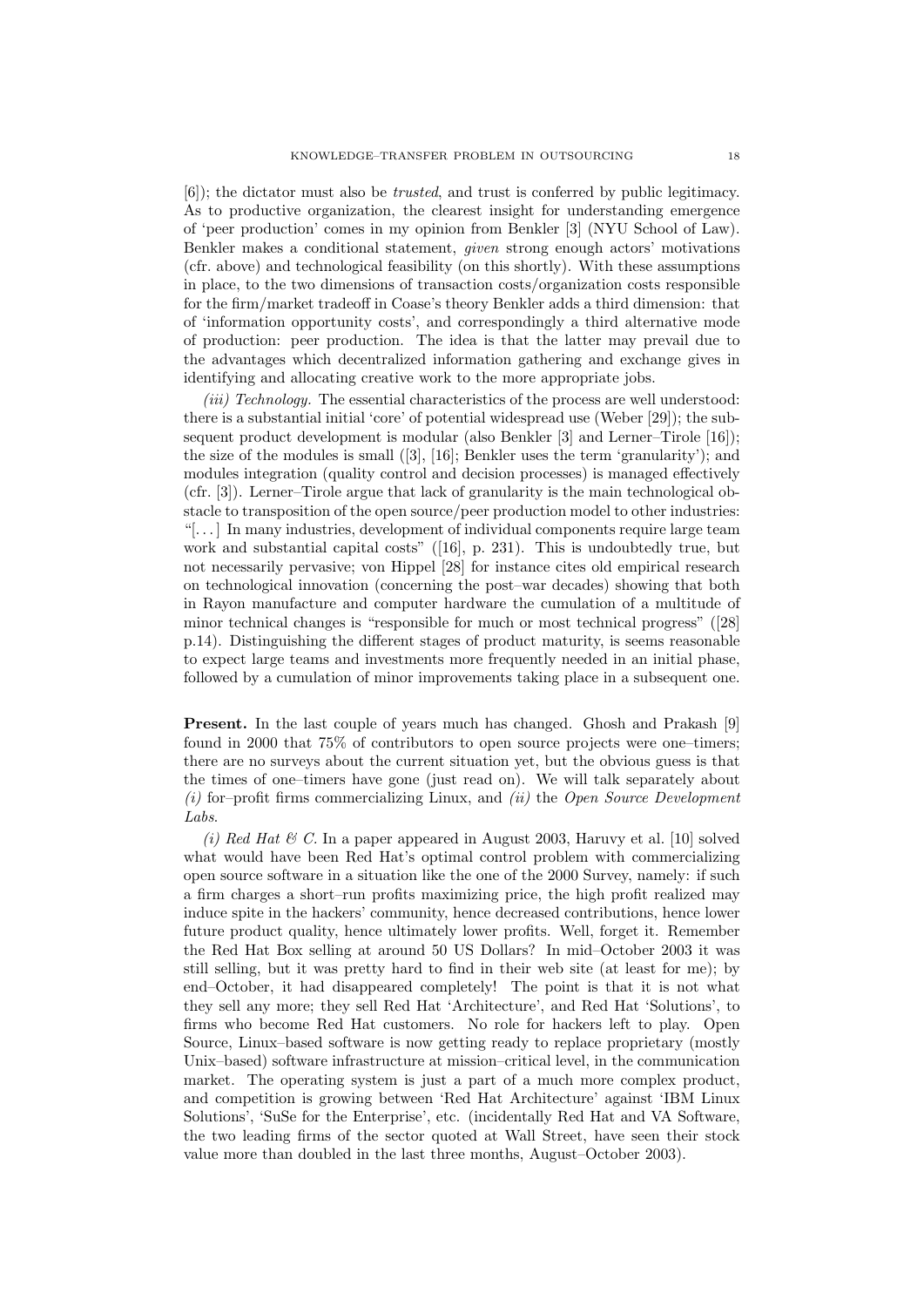[6]); the dictator must also be *trusted*, and trust is conferred by public legitimacy. As to productive organization, the clearest insight for understanding emergence of 'peer production' comes in my opinion from Benkler [3] (NYU School of Law). Benkler makes a conditional statement, *given* strong enough actors' motivations (cfr. above) and technological feasibility (on this shortly). With these assumptions in place, to the two dimensions of transaction costs/organization costs responsible for the firm/market tradeoff in Coase's theory Benkler adds a third dimension: that of 'information opportunity costs', and correspondingly a third alternative mode of production: peer production. The idea is that the latter may prevail due to the advantages which decentralized information gathering and exchange gives in identifying and allocating creative work to the more appropriate jobs.

*(iii) Technology.* The essential characteristics of the process are well understood: there is a substantial initial 'core' of potential widespread use (Weber [29]); the subsequent product development is modular (also Benkler [3] and Lerner–Tirole [16]); the size of the modules is small ([3], [16]; Benkler uses the term 'granularity'); and modules integration (quality control and decision processes) is managed effectively (cfr. [3]). Lerner–Tirole argue that lack of granularity is the main technological obstacle to transposition of the open source/peer production model to other industries: "[...] In many industries, development of individual components require large team work and substantial capital costs" ([16], p. 231). This is undoubtedly true, but not necessarily pervasive; von Hippel [28] for instance cites old empirical research on technological innovation (concerning the post–war decades) showing that both in Rayon manufacture and computer hardware the cumulation of a multitude of minor technical changes is "responsible for much or most technical progress" ([28] p.14). Distinguishing the different stages of product maturity, is seems reasonable to expect large teams and investments more frequently needed in an initial phase, followed by a cumulation of minor improvements taking place in a subsequent one.

**Present.** In the last couple of years much has changed. Ghosh and Prakash [9] found in 2000 that 75% of contributors to open source projects were one–timers; there are no surveys about the current situation yet, but the obvious guess is that the times of one–timers have gone (just read on). We will talk separately about *(i)* for–profit firms commercializing Linux, and *(ii)* the *Open Source Development Labs*.

*(i) Red Hat & C.* In a paper appeared in August 2003, Haruvy et al. [10] solved what would have been Red Hat's optimal control problem with commercializing open source software in a situation like the one of the 2000 Survey, namely: if such a firm charges a short–run profits maximizing price, the high profit realized may induce spite in the hackers' community, hence decreased contributions, hence lower future product quality, hence ultimately lower profits. Well, forget it. Remember the Red Hat Box selling at around 50 US Dollars? In mid–October 2003 it was still selling, but it was pretty hard to find in their web site (at least for me); by end–October, it had disappeared completely! The point is that it is not what they sell any more; they sell Red Hat 'Architecture', and Red Hat 'Solutions', to firms who become Red Hat customers. No role for hackers left to play. Open Source, Linux–based software is now getting ready to replace proprietary (mostly Unix–based) software infrastructure at mission–critical level, in the communication market. The operating system is just a part of a much more complex product, and competition is growing between 'Red Hat Architecture' against 'IBM Linux Solutions', 'SuSe for the Enterprise', etc. (incidentally Red Hat and VA Software, the two leading firms of the sector quoted at Wall Street, have seen their stock value more than doubled in the last three months, August–October 2003).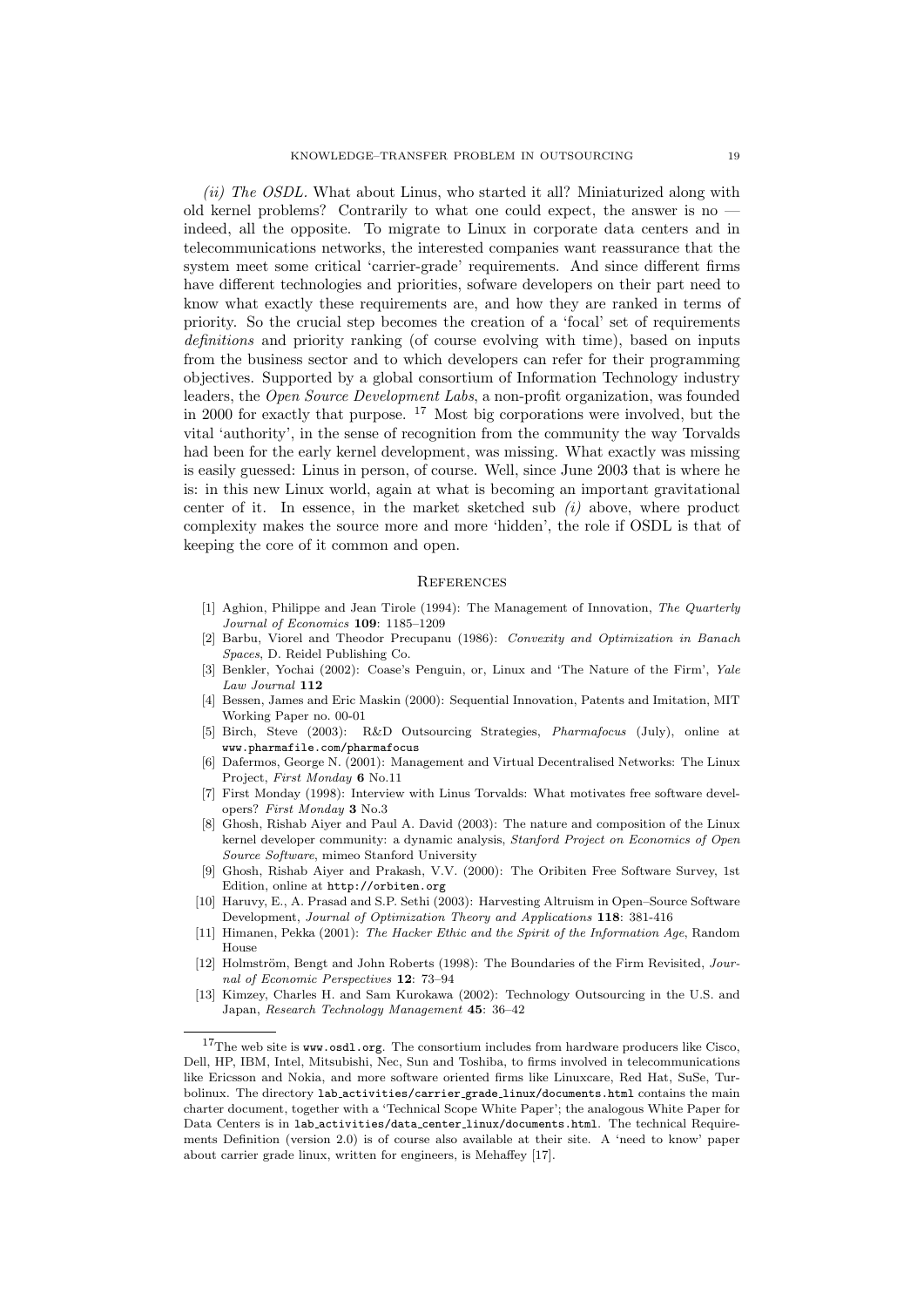*(ii) The OSDL.* What about Linus, who started it all? Miniaturized along with old kernel problems? Contrarily to what one could expect, the answer is no — indeed, all the opposite. To migrate to Linux in corporate data centers and in telecommunications networks, the interested companies want reassurance that the system meet some critical 'carrier-grade' requirements. And since different firms have different technologies and priorities, sofware developers on their part need to know what exactly these requirements are, and how they are ranked in terms of priority. So the crucial step becomes the creation of a 'focal' set of requirements *definitions* and priority ranking (of course evolving with time), based on inputs from the business sector and to which developers can refer for their programming objectives. Supported by a global consortium of Information Technology industry leaders, the *Open Source Development Labs*, a non-profit organization, was founded in 2000 for exactly that purpose. [17] Most big corporations were involved, but the vital 'authority', in the sense of recognition from the community the way Torvalds had been for the early kernel development, was missing. What exactly was missing is easily guessed: Linus in person, of course. Well, since June 2003 that is where he is: in this new Linux world, again at what is becoming an important gravitational center of it. In essence, in the market sketched sub *(i)* above, where product complexity makes the source more and more 'hidden', the role if OSDL is that of keeping the core of it common and open.

## References

[1] Aghion, Philippe and Jean Tirole (1994): The Management of Innovation, *The Quarterly Journal of Economics* **109**: 1185–1209

[2] Barbu, Viorel and Theodor Precupanu (1986): *Convexity and Optimization in Banach Spaces*, D. Reidel Publishing Co.

[3] Benkler, Yochai (2002): Coase's Penguin, or, Linux and 'The Nature of the Firm', *Yale Law Journal* **112**

[4] Bessen, James and Eric Maskin (2000): Sequential Innovation, Patents and Imitation, MIT Working Paper no. 00-01

[5] Birch, Steve (2003): R&D Outsourcing Strategies, *Pharmafocus* (July), online at www.pharmafile.com/pharmafocus

[6] Dafermos, George N. (2001): Management and Virtual Decentralised Networks: The Linux Project, *First Monday* **6** No.11

[7] First Monday (1998): Interview with Linus Torvalds: What motivates free software developers? *First Monday* **3** No.3

[8] Ghosh, Rishab Aiyer and Paul A. David (2003): The nature and composition of the Linux kernel developer community: a dynamic analysis, *Stanford Project on Economics of Open Source Software*, mimeo Stanford University

[9] Ghosh, Rishab Aiyer and Prakash, V.V. (2000): The Oribiten Free Software Survey, 1st Edition, online at http://orbiten.org

[10] Haruvy, E., A. Prasad and S.P. Sethi (2003): Harvesting Altruism in Open–Source Software Development, *Journal of Optimization Theory and Applications* **118**: 381-416

[11] Himanen, Pekka (2001): *The Hacker Ethic and the Spirit of the Information Age*, Random House

[12] Holmström, Bengt and John Roberts (1998): The Boundaries of the Firm Revisited, *Journal of Economic Perspectives* **12**: 73–94

[13] Kimzey, Charles H. and Sam Kurokawa (2002): Technology Outsourcing in the U.S. and Japan, *Research Technology Management* **45**: 36–42

---

[17] The web site is www.osdl.org. The consortium includes from hardware producers like Cisco, Dell, HP, IBM, Intel, Mitsubishi, Nec, Sun and Toshiba, to firms involved in telecommunications like Ericsson and Nokia, and more software oriented firms like Linuxcare, Red Hat, SuSe, Turbolinux. The directory lab_activities/carrier_grade_linux/documents.html contains the main charter document, together with a 'Technical Scope White Paper'; the analogous White Paper for Data Centers is in lab_activities/data_center_linux/documents.html. The technical Requirements Definition (version 2.0) is of course also available at their site. A 'need to know' paper about carrier grade linux, written for engineers, is Mehaffey [17].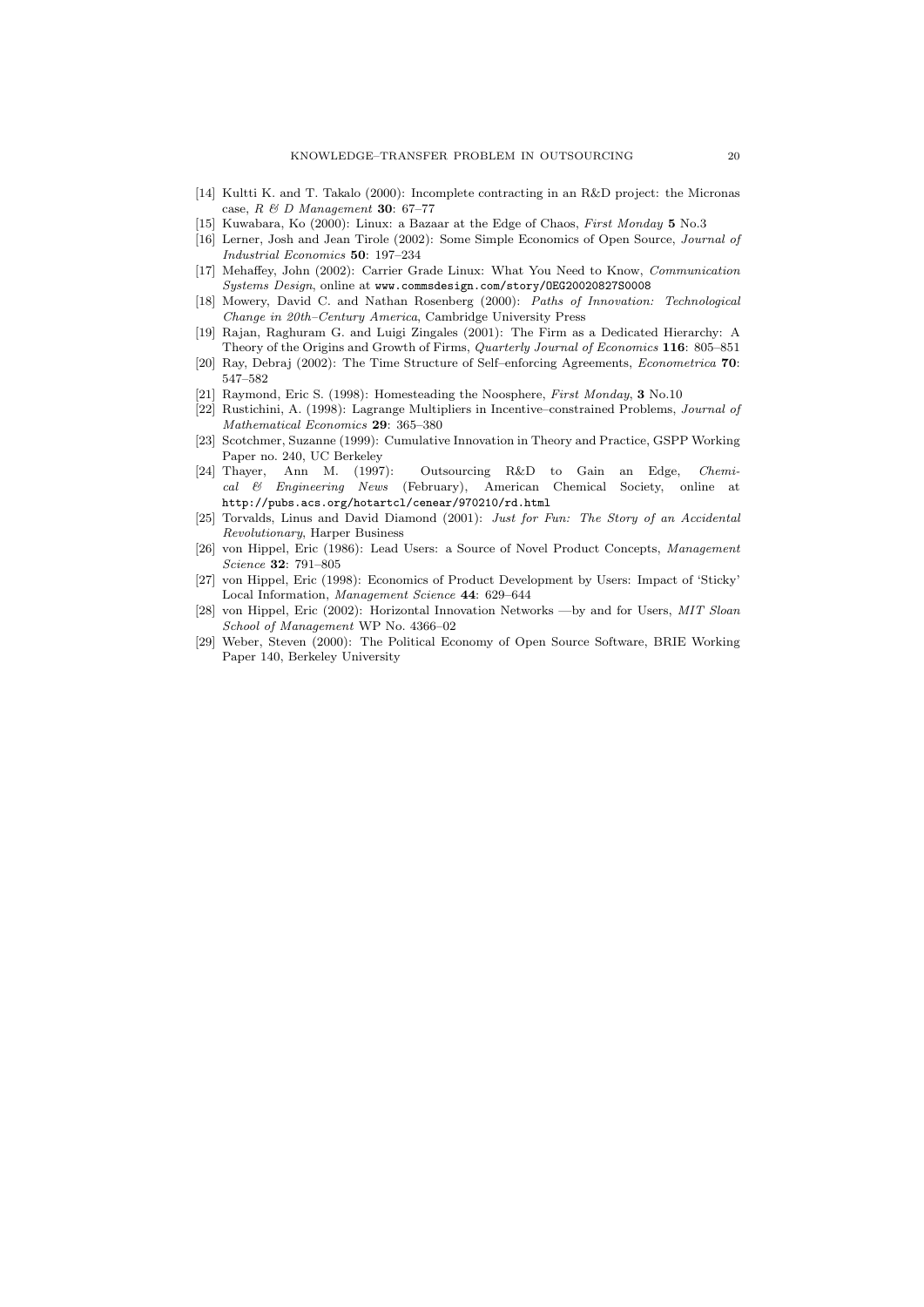[14] Kultti K. and T. Takalo (2000): Incomplete contracting in an R&D project: the Micronas case, *R & D Management* **30**: 67–77

[15] Kuwabara, Ko (2000): Linux: a Bazaar at the Edge of Chaos, *First Monday* **5** No.3

[16] Lerner, Josh and Jean Tirole (2002): Some Simple Economics of Open Source, *Journal of Industrial Economics* **50**: 197–234

[17] Mehaffey, John (2002): Carrier Grade Linux: What You Need to Know, *Communication Systems Design*, online at `www.commsdesign.com/story/OEG20020827S0008`

[18] Mowery, David C. and Nathan Rosenberg (2000): *Paths of Innovation: Technological Change in 20th–Century America*, Cambridge University Press

[19] Rajan, Raghuram G. and Luigi Zingales (2001): The Firm as a Dedicated Hierarchy: A Theory of the Origins and Growth of Firms, *Quarterly Journal of Economics* **116**: 805–851

[20] Ray, Debraj (2002): The Time Structure of Self–enforcing Agreements, *Econometrica* **70**: 547–582

[21] Raymond, Eric S. (1998): Homesteading the Noosphere, *First Monday*, **3** No.10

[22] Rustichini, A. (1998): Lagrange Multipliers in Incentive–constrained Problems, *Journal of Mathematical Economics* **29**: 365–380

[23] Scotchmer, Suzanne (1999): Cumulative Innovation in Theory and Practice, GSPP Working Paper no. 240, UC Berkeley

[24] Thayer, Ann M. (1997): Outsourcing R&D to Gain an Edge, *Chemical & Engineering News* (February), American Chemical Society, online at `http://pubs.acs.org/hotartcl/cenear/970210/rd.html`

[25] Torvalds, Linus and David Diamond (2001): *Just for Fun: The Story of an Accidental Revolutionary*, Harper Business

[26] von Hippel, Eric (1986): Lead Users: a Source of Novel Product Concepts, *Management Science* **32**: 791–805

[27] von Hippel, Eric (1998): Economics of Product Development by Users: Impact of 'Sticky' Local Information, *Management Science* **44**: 629–644

[28] von Hippel, Eric (2002): Horizontal Innovation Networks —by and for Users, *MIT Sloan School of Management* WP No. 4366–02

[29] Weber, Steven (2000): The Political Economy of Open Source Software, BRIE Working Paper 140, Berkeley University